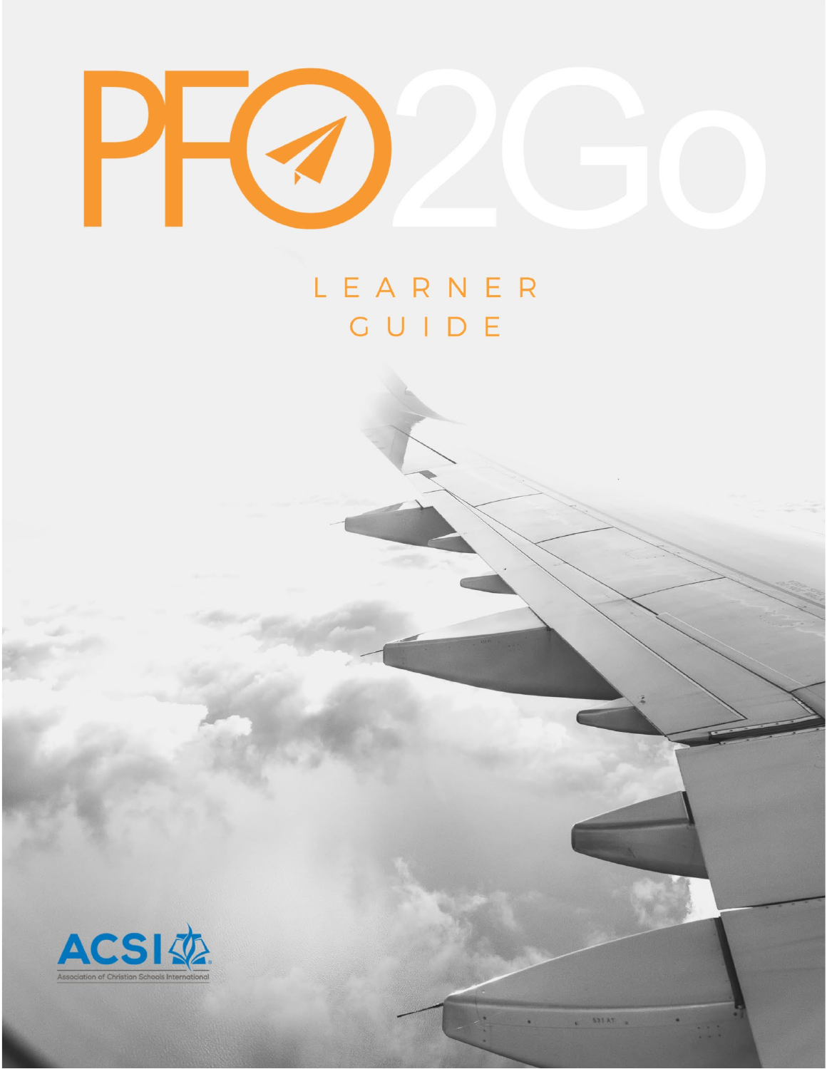# PFO2Go

## LEARNER GUIDE

ACSI

Association of Christian Schools International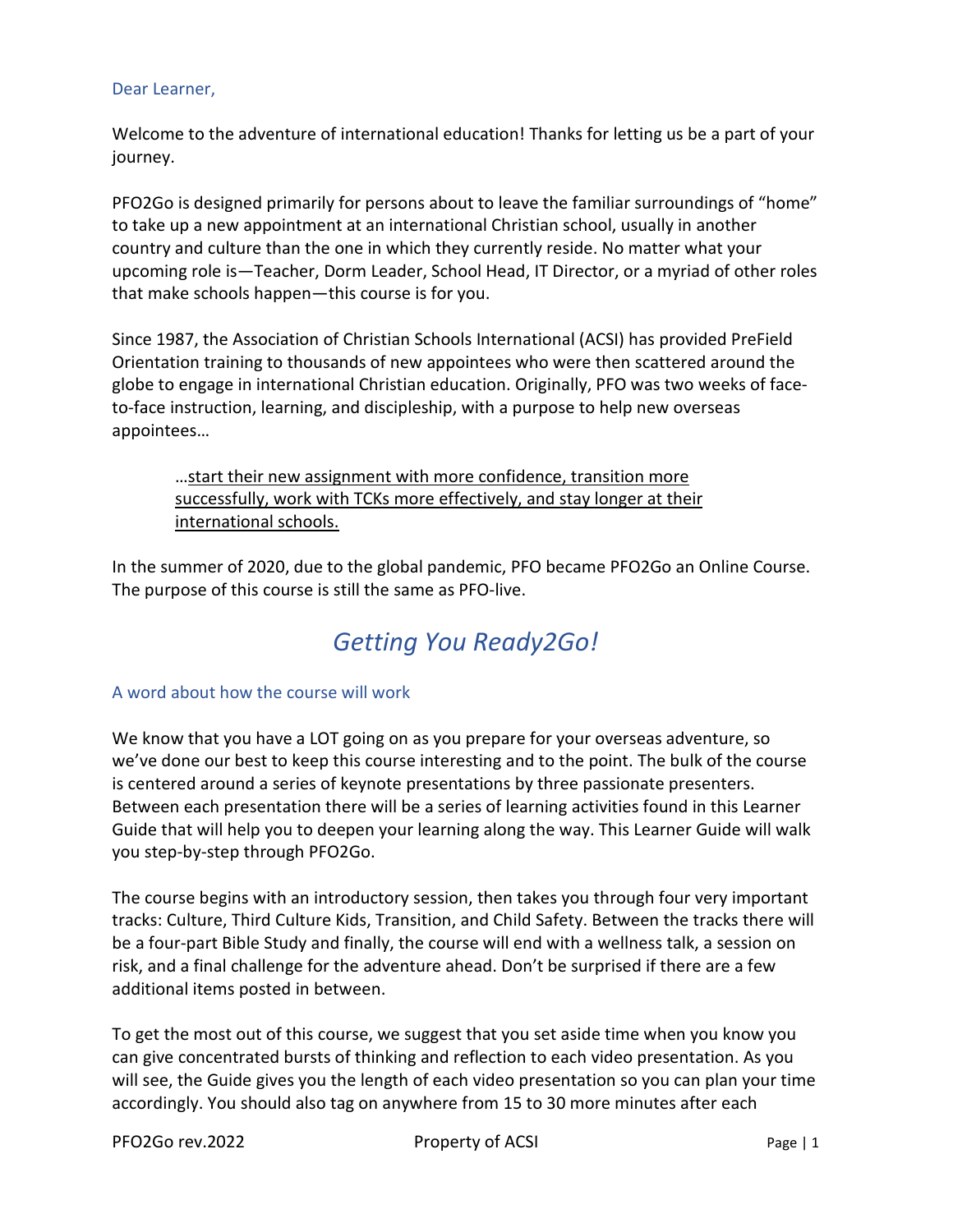Dear Learner,

Welcome to the adventure of international education! Thanks for letting us be a part of your journey.

PFO2Go is designed primarily for persons about to leave the familiar surroundings of "home" to take up a new appointment at an international Christian school, usually in another country and culture than the one in which they currently reside. No matter what your upcoming role is—Teacher, Dorm Leader, School Head, IT Director, or a myriad of other roles that make schools happen—this course is for you.

Since 1987, the Association of Christian Schools International (ACSI) has provided PreField Orientation training to thousands of new appointees who were then scattered around the globe to engage in international Christian education. Originally, PFO was two weeks of face-to-face instruction, learning, and discipleship, with a purpose to help new overseas appointees…

> …<u>start their new assignment with more confidence, transition more successfully, work with TCKs more effectively, and stay longer at their international schools.</u>

In the summer of 2020, due to the global pandemic, PFO became PFO2Go an Online Course. The purpose of this course is still the same as PFO-live.

# *Getting You Ready2Go!*

## A word about how the course will work

We know that you have a LOT going on as you prepare for your overseas adventure, so we've done our best to keep this course interesting and to the point. The bulk of the course is centered around a series of keynote presentations by three passionate presenters. Between each presentation there will be a series of learning activities found in this Learner Guide that will help you to deepen your learning along the way. This Learner Guide will walk you step-by-step through PFO2Go.

The course begins with an introductory session, then takes you through four very important tracks: Culture, Third Culture Kids, Transition, and Child Safety. Between the tracks there will be a four-part Bible Study and finally, the course will end with a wellness talk, a session on risk, and a final challenge for the adventure ahead. Don't be surprised if there are a few additional items posted in between.

To get the most out of this course, we suggest that you set aside time when you know you can give concentrated bursts of thinking and reflection to each video presentation. As you will see, the Guide gives you the length of each video presentation so you can plan your time accordingly. You should also tag on anywhere from 15 to 30 more minutes after each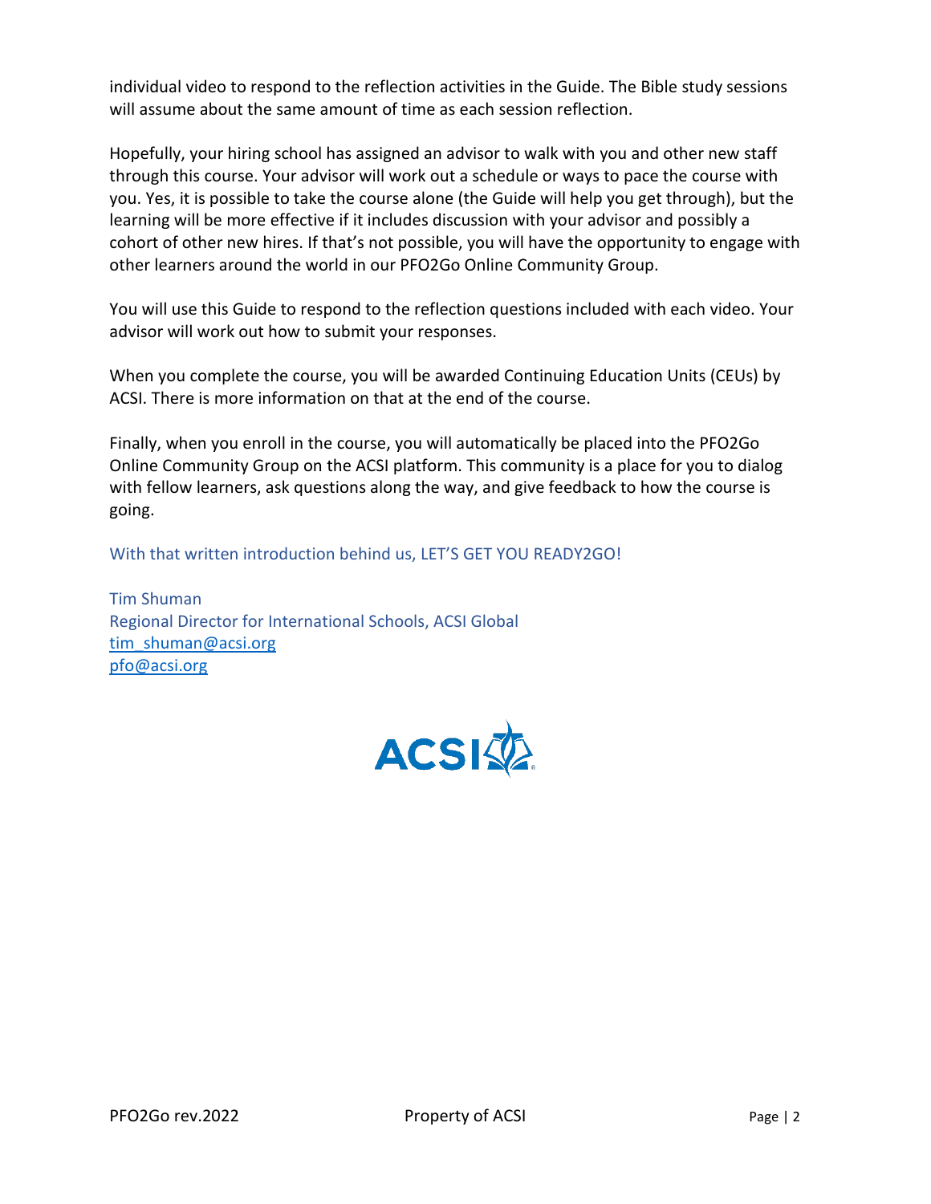individual video to respond to the reflection activities in the Guide. The Bible study sessions will assume about the same amount of time as each session reflection.

Hopefully, your hiring school has assigned an advisor to walk with you and other new staff through this course. Your advisor will work out a schedule or ways to pace the course with you. Yes, it is possible to take the course alone (the Guide will help you get through), but the learning will be more effective if it includes discussion with your advisor and possibly a cohort of other new hires. If that's not possible, you will have the opportunity to engage with other learners around the world in our PFO2Go Online Community Group.

You will use this Guide to respond to the reflection questions included with each video. Your advisor will work out how to submit your responses.

When you complete the course, you will be awarded Continuing Education Units (CEUs) by ACSI. There is more information on that at the end of the course.

Finally, when you enroll in the course, you will automatically be placed into the PFO2Go Online Community Group on the ACSI platform. This community is a place for you to dialog with fellow learners, ask questions along the way, and give feedback to how the course is going.

With that written introduction behind us, LET'S GET YOU READY2GO!

Tim Shuman
Regional Director for International Schools, ACSI Global
tim_shuman@acsi.org
pfo@acsi.org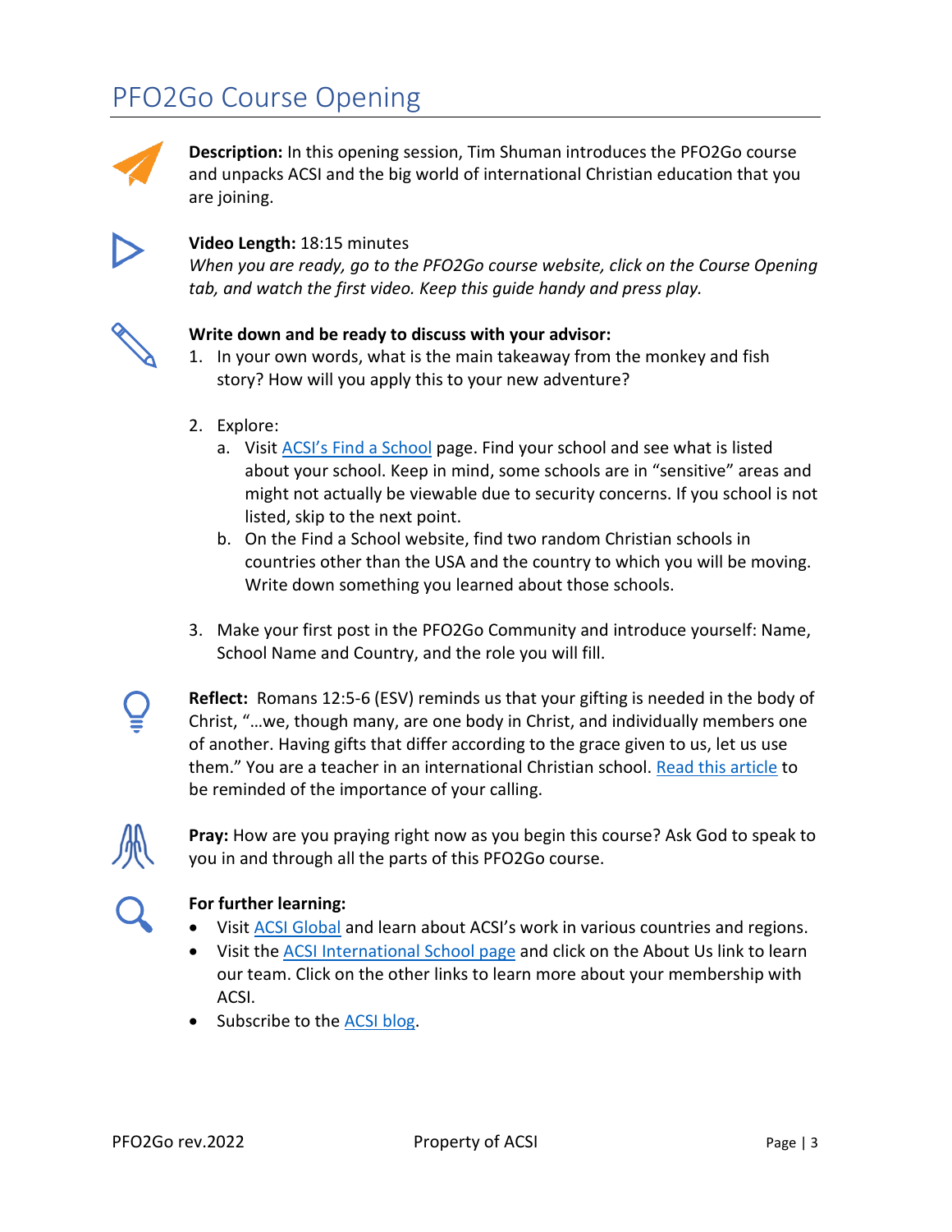# PFO2Go Course Opening

**Description:** In this opening session, Tim Shuman introduces the PFO2Go course and unpacks ACSI and the big world of international Christian education that you are joining.

**Video Length:** 18:15 minutes
*When you are ready, go to the PFO2Go course website, click on the Course Opening tab, and watch the first video. Keep this guide handy and press play.*

**Write down and be ready to discuss with your advisor:**

1. In your own words, what is the main takeaway from the monkey and fish story? How will you apply this to your new adventure?

2. Explore:
   a. Visit ACSI's Find a School page. Find your school and see what is listed about your school. Keep in mind, some schools are in "sensitive" areas and might not actually be viewable due to security concerns. If you school is not listed, skip to the next point.
   b. On the Find a School website, find two random Christian schools in countries other than the USA and the country to which you will be moving. Write down something you learned about those schools.

3. Make your first post in the PFO2Go Community and introduce yourself: Name, School Name and Country, and the role you will fill.

**Reflect:** Romans 12:5-6 (ESV) reminds us that your gifting is needed in the body of Christ, "…we, though many, are one body in Christ, and individually members one of another. Having gifts that differ according to the grace given to us, let us use them." You are a teacher in an international Christian school. Read this article to be reminded of the importance of your calling.

**Pray:** How are you praying right now as you begin this course? Ask God to speak to you in and through all the parts of this PFO2Go course.

**For further learning:**

- Visit ACSI Global and learn about ACSI's work in various countries and regions.
- Visit the ACSI International School page and click on the About Us link to learn our team. Click on the other links to learn more about your membership with ACSI.
- Subscribe to the ACSI blog.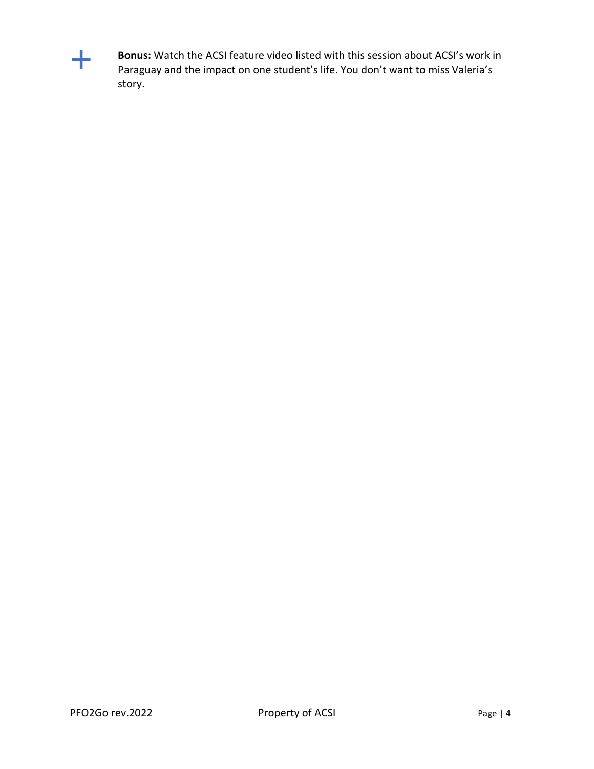**Bonus:** Watch the ACSI feature video listed with this session about ACSI's work in Paraguay and the impact on one student's life. You don't want to miss Valeria's story.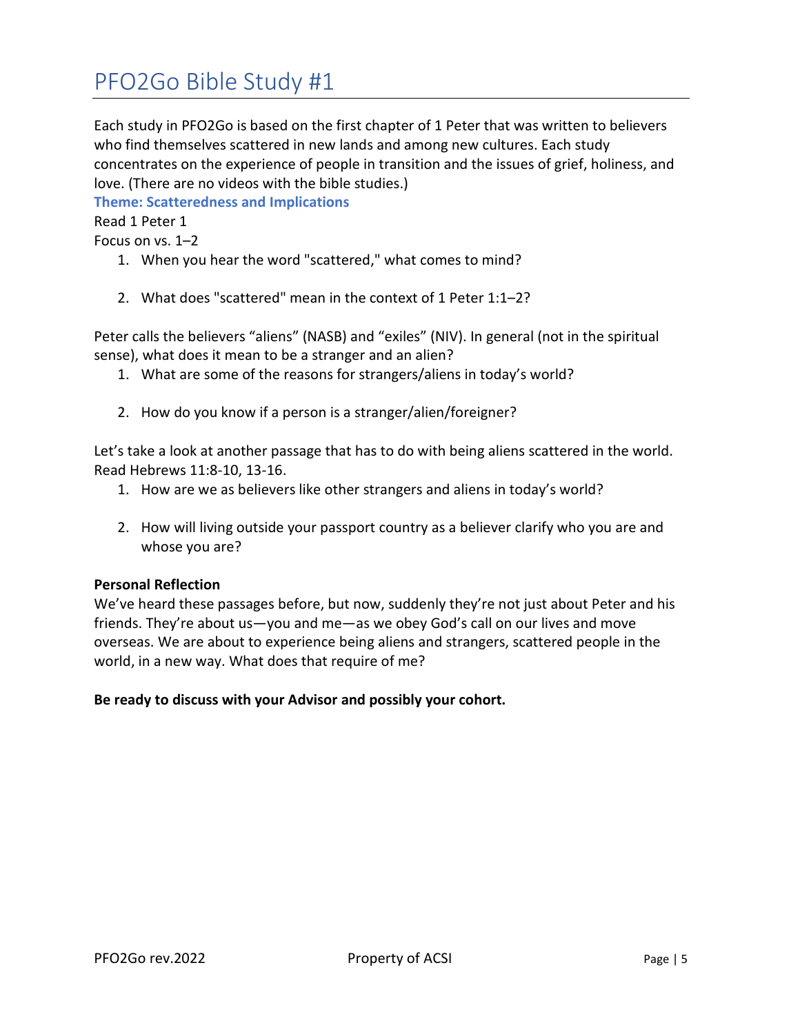# PFO2Go Bible Study #1

Each study in PFO2Go is based on the first chapter of 1 Peter that was written to believers who find themselves scattered in new lands and among new cultures. Each study concentrates on the experience of people in transition and the issues of grief, holiness, and love. (There are no videos with the bible studies.)

**Theme: Scatteredness and Implications**

Read 1 Peter 1

Focus on vs. 1–2

1. When you hear the word "scattered," what comes to mind?

2. What does "scattered" mean in the context of 1 Peter 1:1–2?

Peter calls the believers “aliens” (NASB) and “exiles” (NIV). In general (not in the spiritual sense), what does it mean to be a stranger and an alien?

1. What are some of the reasons for strangers/aliens in today’s world?

2. How do you know if a person is a stranger/alien/foreigner?

Let’s take a look at another passage that has to do with being aliens scattered in the world. Read Hebrews 11:8-10, 13-16.

1. How are we as believers like other strangers and aliens in today’s world?

2. How will living outside your passport country as a believer clarify who you are and whose you are?

**Personal Reflection**

We’ve heard these passages before, but now, suddenly they’re not just about Peter and his friends. They’re about us—you and me—as we obey God’s call on our lives and move overseas. We are about to experience being aliens and strangers, scattered people in the world, in a new way. What does that require of me?

**Be ready to discuss with your Advisor and possibly your cohort.**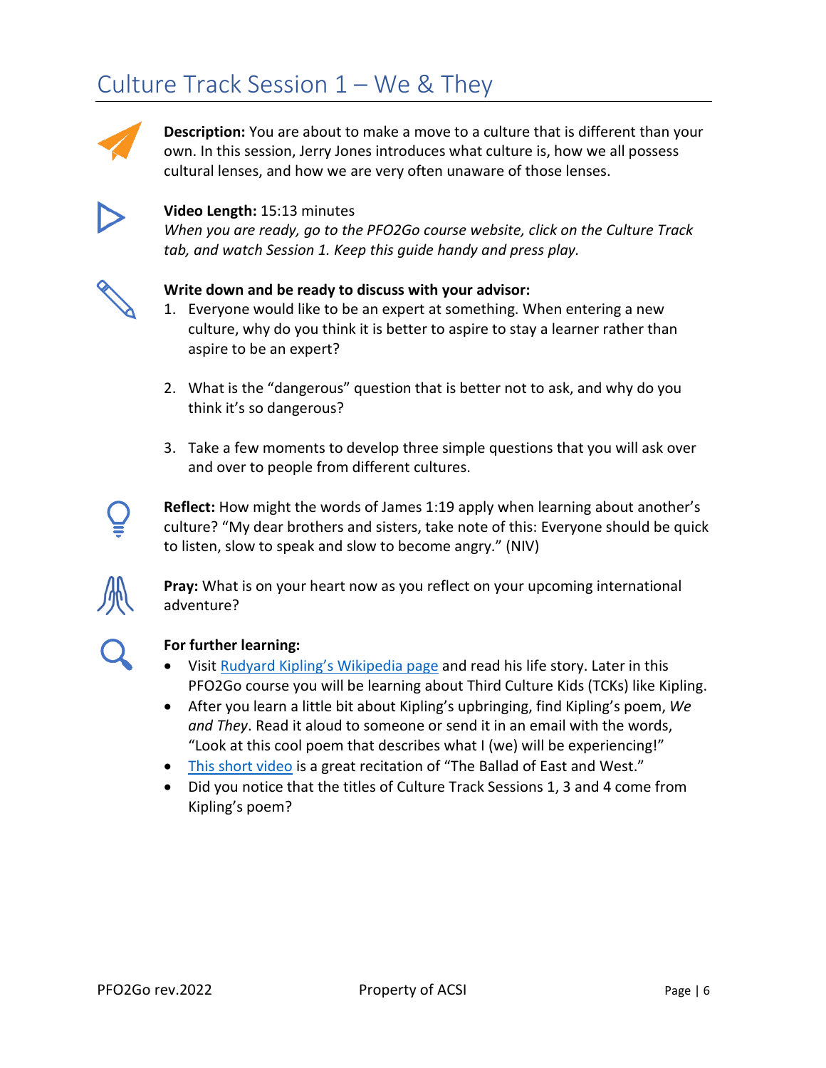# Culture Track Session 1 – We & They

**Description:** You are about to make a move to a culture that is different than your own. In this session, Jerry Jones introduces what culture is, how we all possess cultural lenses, and how we are very often unaware of those lenses.

**Video Length:** 15:13 minutes
*When you are ready, go to the PFO2Go course website, click on the Culture Track tab, and watch Session 1. Keep this guide handy and press play.*

**Write down and be ready to discuss with your advisor:**

1. Everyone would like to be an expert at something. When entering a new culture, why do you think it is better to aspire to stay a learner rather than aspire to be an expert?

2. What is the "dangerous" question that is better not to ask, and why do you think it's so dangerous?

3. Take a few moments to develop three simple questions that you will ask over and over to people from different cultures.

**Reflect:** How might the words of James 1:19 apply when learning about another's culture? "My dear brothers and sisters, take note of this: Everyone should be quick to listen, slow to speak and slow to become angry." (NIV)

**Pray:** What is on your heart now as you reflect on your upcoming international adventure?

**For further learning:**

- Visit Rudyard Kipling's Wikipedia page and read his life story. Later in this PFO2Go course you will be learning about Third Culture Kids (TCKs) like Kipling.
- After you learn a little bit about Kipling's upbringing, find Kipling's poem, *We and They*. Read it aloud to someone or send it in an email with the words, "Look at this cool poem that describes what I (we) will be experiencing!"
- This short video is a great recitation of "The Ballad of East and West."
- Did you notice that the titles of Culture Track Sessions 1, 3 and 4 come from Kipling's poem?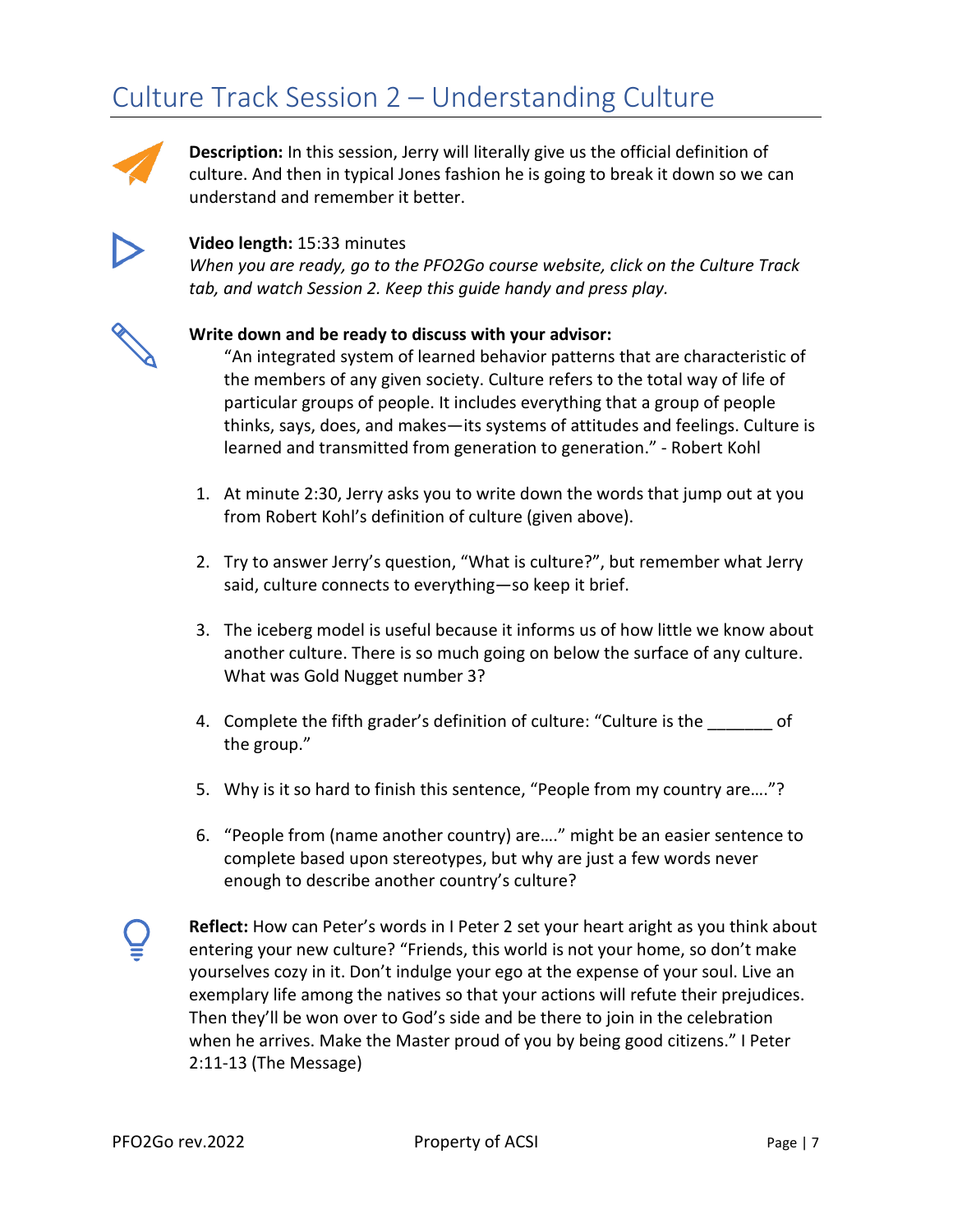# Culture Track Session 2 – Understanding Culture

**Description:** In this session, Jerry will literally give us the official definition of culture. And then in typical Jones fashion he is going to break it down so we can understand and remember it better.

**Video length:** 15:33 minutes
*When you are ready, go to the PFO2Go course website, click on the Culture Track tab, and watch Session 2. Keep this guide handy and press play.*

**Write down and be ready to discuss with your advisor:**

> "An integrated system of learned behavior patterns that are characteristic of the members of any given society. Culture refers to the total way of life of particular groups of people. It includes everything that a group of people thinks, says, does, and makes—its systems of attitudes and feelings. Culture is learned and transmitted from generation to generation." - Robert Kohl

1. At minute 2:30, Jerry asks you to write down the words that jump out at you from Robert Kohl's definition of culture (given above).

2. Try to answer Jerry's question, "What is culture?", but remember what Jerry said, culture connects to everything—so keep it brief.

3. The iceberg model is useful because it informs us of how little we know about another culture. There is so much going on below the surface of any culture. What was Gold Nugget number 3?

4. Complete the fifth grader's definition of culture: "Culture is the _______ of the group."

5. Why is it so hard to finish this sentence, "People from my country are…."?

6. "People from (name another country) are…." might be an easier sentence to complete based upon stereotypes, but why are just a few words never enough to describe another country's culture?

**Reflect:** How can Peter's words in I Peter 2 set your heart aright as you think about entering your new culture? "Friends, this world is not your home, so don't make yourselves cozy in it. Don't indulge your ego at the expense of your soul. Live an exemplary life among the natives so that your actions will refute their prejudices. Then they'll be won over to God's side and be there to join in the celebration when he arrives. Make the Master proud of you by being good citizens." I Peter 2:11-13 (The Message)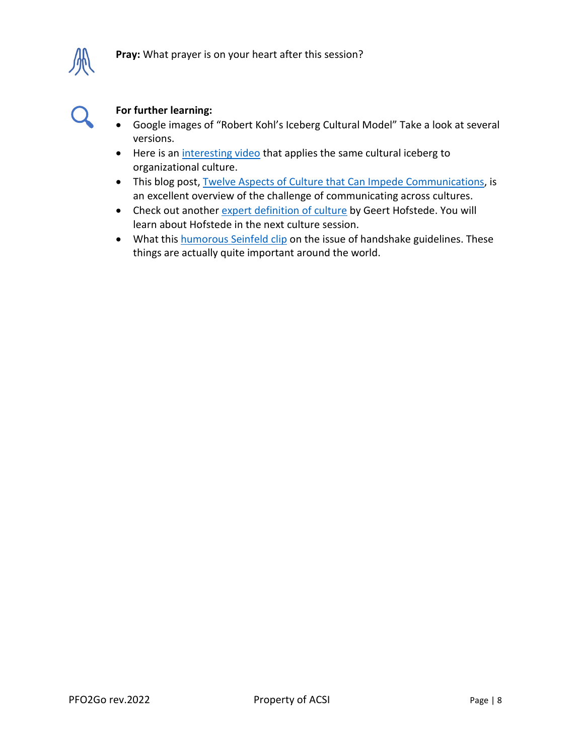**Pray:** What prayer is on your heart after this session?

**For further learning:**

- Google images of "Robert Kohl's Iceberg Cultural Model" Take a look at several versions.
- Here is an interesting video that applies the same cultural iceberg to organizational culture.
- This blog post, Twelve Aspects of Culture that Can Impede Communications, is an excellent overview of the challenge of communicating across cultures.
- Check out another expert definition of culture by Geert Hofstede. You will learn about Hofstede in the next culture session.
- What this humorous Seinfeld clip on the issue of handshake guidelines. These things are actually quite important around the world.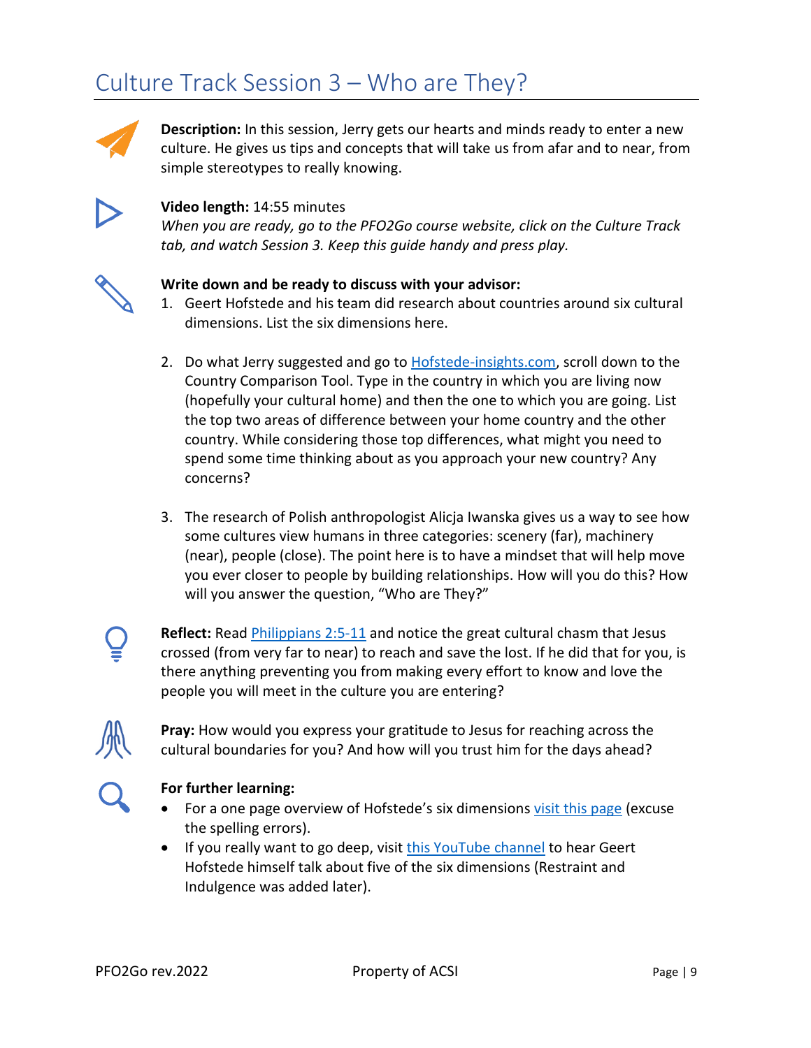# Culture Track Session 3 – Who are They?

**Description:** In this session, Jerry gets our hearts and minds ready to enter a new culture. He gives us tips and concepts that will take us from afar and to near, from simple stereotypes to really knowing.

**Video length:** 14:55 minutes
*When you are ready, go to the PFO2Go course website, click on the Culture Track tab, and watch Session 3. Keep this guide handy and press play.*

**Write down and be ready to discuss with your advisor:**

1. Geert Hofstede and his team did research about countries around six cultural dimensions. List the six dimensions here.

2. Do what Jerry suggested and go to Hofstede-insights.com, scroll down to the Country Comparison Tool. Type in the country in which you are living now (hopefully your cultural home) and then the one to which you are going. List the top two areas of difference between your home country and the other country. While considering those top differences, what might you need to spend some time thinking about as you approach your new country? Any concerns?

3. The research of Polish anthropologist Alicja Iwanska gives us a way to see how some cultures view humans in three categories: scenery (far), machinery (near), people (close). The point here is to have a mindset that will help move you ever closer to people by building relationships. How will you do this? How will you answer the question, "Who are They?"

**Reflect:** Read Philippians 2:5-11 and notice the great cultural chasm that Jesus crossed (from very far to near) to reach and save the lost. If he did that for you, is there anything preventing you from making every effort to know and love the people you will meet in the culture you are entering?

**Pray:** How would you express your gratitude to Jesus for reaching across the cultural boundaries for you? And how will you trust him for the days ahead?

**For further learning:**

- For a one page overview of Hofstede's six dimensions visit this page (excuse the spelling errors).
- If you really want to go deep, visit this YouTube channel to hear Geert Hofstede himself talk about five of the six dimensions (Restraint and Indulgence was added later).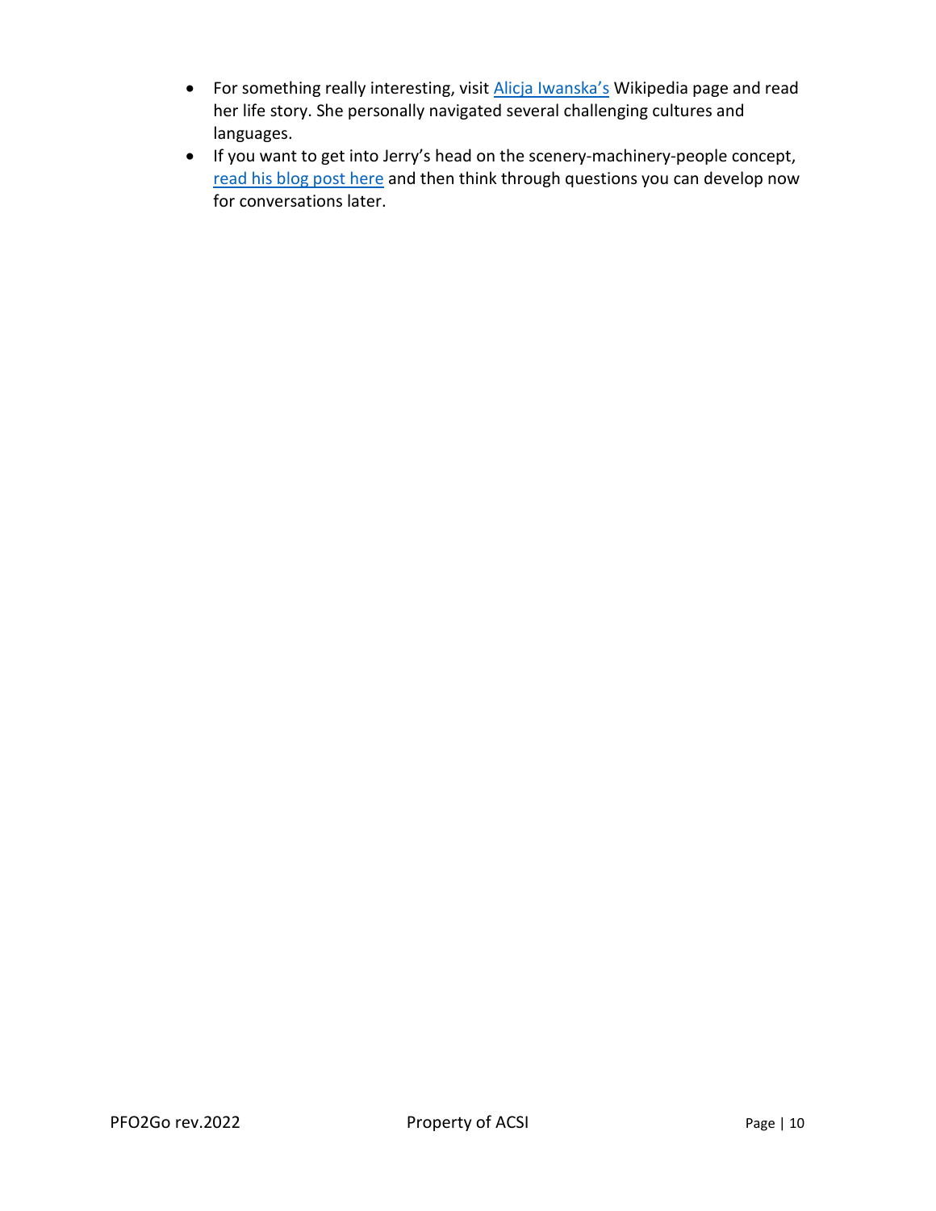- For something really interesting, visit Alicja Iwanska's Wikipedia page and read her life story. She personally navigated several challenging cultures and languages.
- If you want to get into Jerry's head on the scenery-machinery-people concept, read his blog post here and then think through questions you can develop now for conversations later.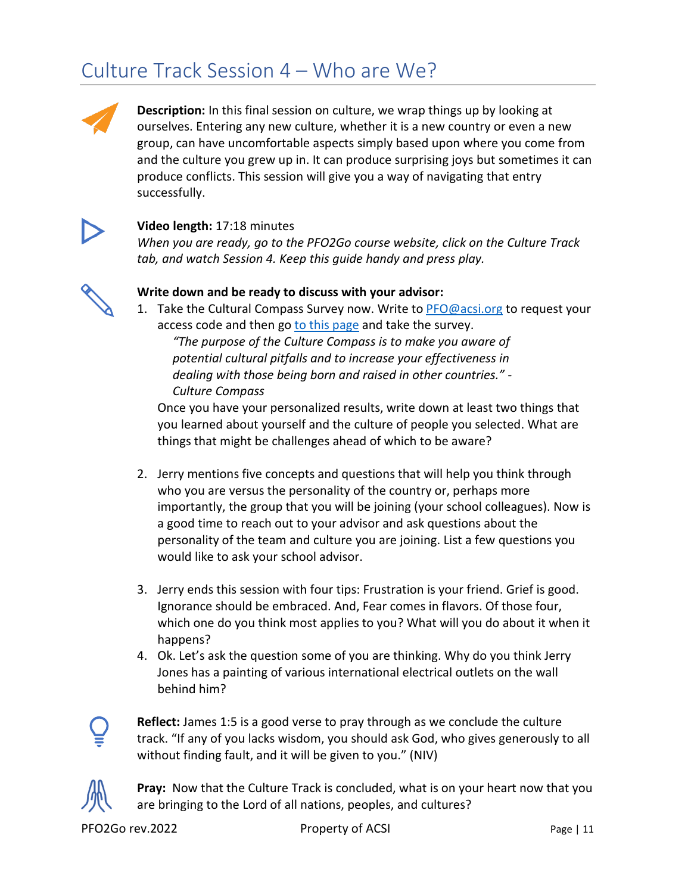# Culture Track Session 4 – Who are We?

**Description:** In this final session on culture, we wrap things up by looking at ourselves. Entering any new culture, whether it is a new country or even a new group, can have uncomfortable aspects simply based upon where you come from and the culture you grew up in. It can produce surprising joys but sometimes it can produce conflicts. This session will give you a way of navigating that entry successfully.

**Video length:** 17:18 minutes
*When you are ready, go to the PFO2Go course website, click on the Culture Track tab, and watch Session 4. Keep this guide handy and press play.*

**Write down and be ready to discuss with your advisor:**

1. Take the Cultural Compass Survey now. Write to [PFO@acsi.org](mailto:PFO@acsi.org) to request your access code and then go to this page and take the survey.

   *"The purpose of the Culture Compass is to make you aware of potential cultural pitfalls and to increase your effectiveness in dealing with those being born and raised in other countries." - Culture Compass*

   Once you have your personalized results, write down at least two things that you learned about yourself and the culture of people you selected. What are things that might be challenges ahead of which to be aware?

2. Jerry mentions five concepts and questions that will help you think through who you are versus the personality of the country or, perhaps more importantly, the group that you will be joining (your school colleagues). Now is a good time to reach out to your advisor and ask questions about the personality of the team and culture you are joining. List a few questions you would like to ask your school advisor.

3. Jerry ends this session with four tips: Frustration is your friend. Grief is good. Ignorance should be embraced. And, Fear comes in flavors. Of those four, which one do you think most applies to you? What will you do about it when it happens?
4. Ok. Let's ask the question some of you are thinking. Why do you think Jerry Jones has a painting of various international electrical outlets on the wall behind him?

**Reflect:** James 1:5 is a good verse to pray through as we conclude the culture track. "If any of you lacks wisdom, you should ask God, who gives generously to all without finding fault, and it will be given to you." (NIV)

**Pray:** Now that the Culture Track is concluded, what is on your heart now that you are bringing to the Lord of all nations, peoples, and cultures?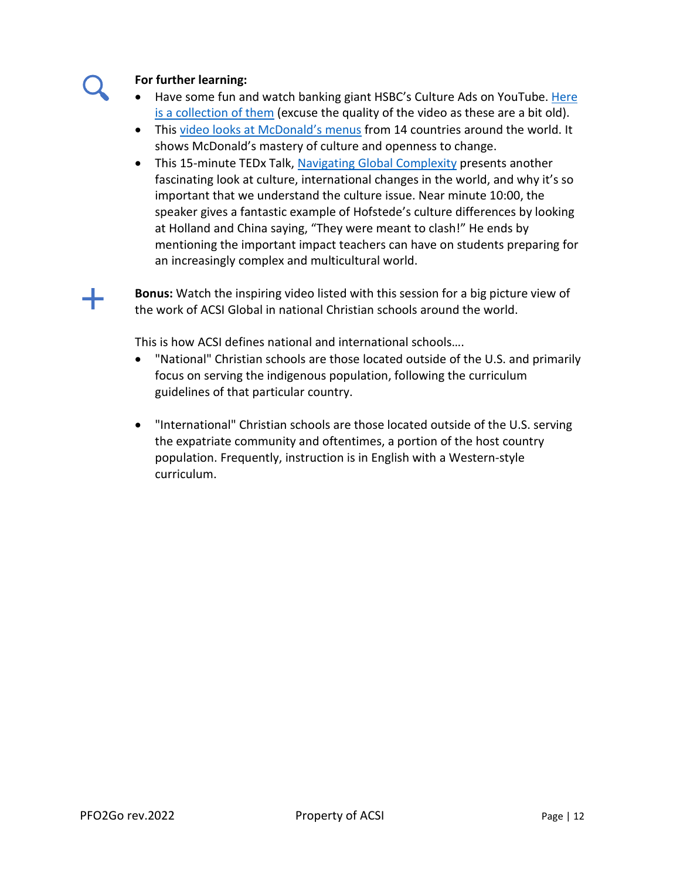**For further learning:**

- Have some fun and watch banking giant HSBC's Culture Ads on YouTube. Here is a collection of them (excuse the quality of the video as these are a bit old).
- This video looks at McDonald's menus from 14 countries around the world. It shows McDonald's mastery of culture and openness to change.
- This 15-minute TEDx Talk, Navigating Global Complexity presents another fascinating look at culture, international changes in the world, and why it's so important that we understand the culture issue. Near minute 10:00, the speaker gives a fantastic example of Hofstede's culture differences by looking at Holland and China saying, "They were meant to clash!" He ends by mentioning the important impact teachers can have on students preparing for an increasingly complex and multicultural world.

**Bonus:** Watch the inspiring video listed with this session for a big picture view of the work of ACSI Global in national Christian schools around the world.

This is how ACSI defines national and international schools….

- "National" Christian schools are those located outside of the U.S. and primarily focus on serving the indigenous population, following the curriculum guidelines of that particular country.

- "International" Christian schools are those located outside of the U.S. serving the expatriate community and oftentimes, a portion of the host country population. Frequently, instruction is in English with a Western-style curriculum.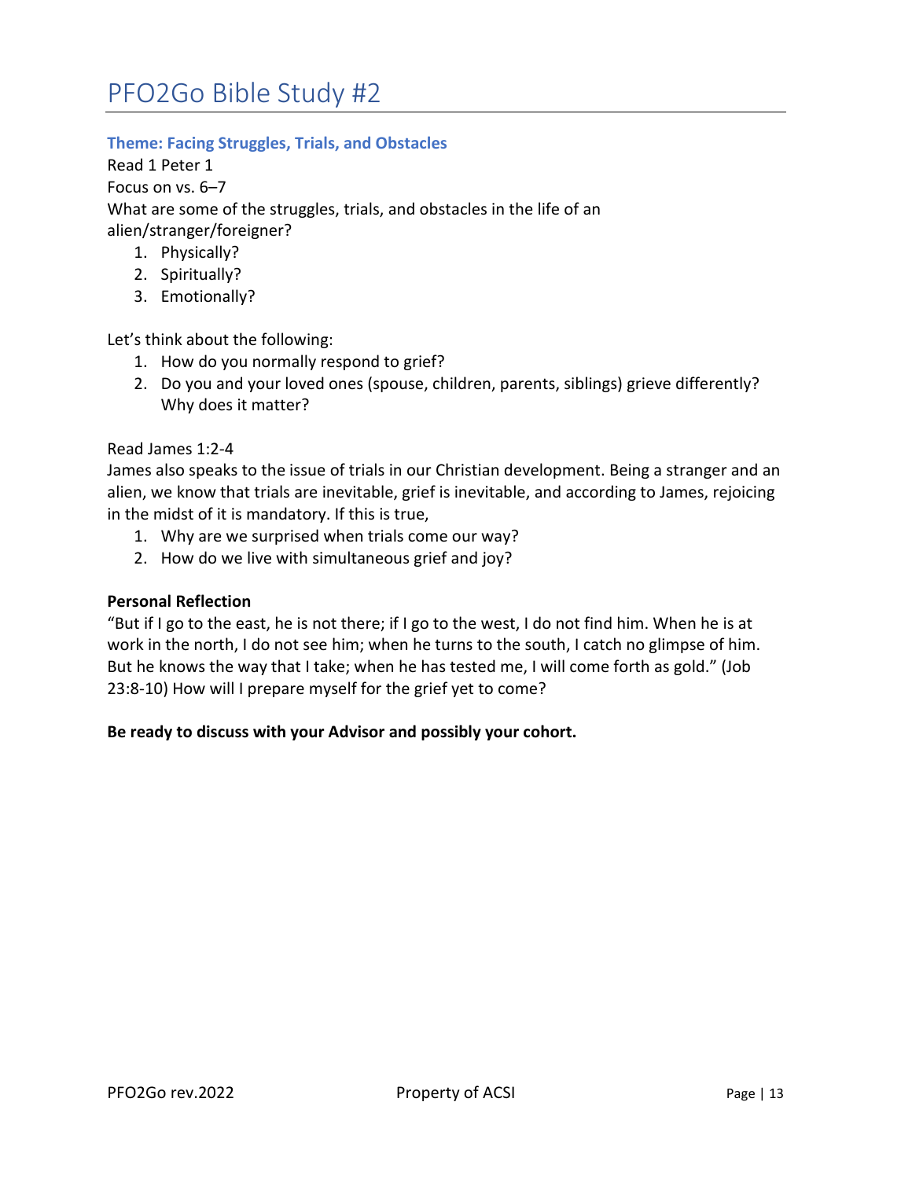# PFO2Go Bible Study #2

### Theme: Facing Struggles, Trials, and Obstacles

Read 1 Peter 1

Focus on vs. 6–7

What are some of the struggles, trials, and obstacles in the life of an alien/stranger/foreigner?

1. Physically?
2. Spiritually?
3. Emotionally?

Let's think about the following:

1. How do you normally respond to grief?
2. Do you and your loved ones (spouse, children, parents, siblings) grieve differently? Why does it matter?

Read James 1:2-4

James also speaks to the issue of trials in our Christian development. Being a stranger and an alien, we know that trials are inevitable, grief is inevitable, and according to James, rejoicing in the midst of it is mandatory. If this is true,

1. Why are we surprised when trials come our way?
2. How do we live with simultaneous grief and joy?

**Personal Reflection**

"But if I go to the east, he is not there; if I go to the west, I do not find him. When he is at work in the north, I do not see him; when he turns to the south, I catch no glimpse of him. But he knows the way that I take; when he has tested me, I will come forth as gold." (Job 23:8-10) How will I prepare myself for the grief yet to come?

**Be ready to discuss with your Advisor and possibly your cohort.**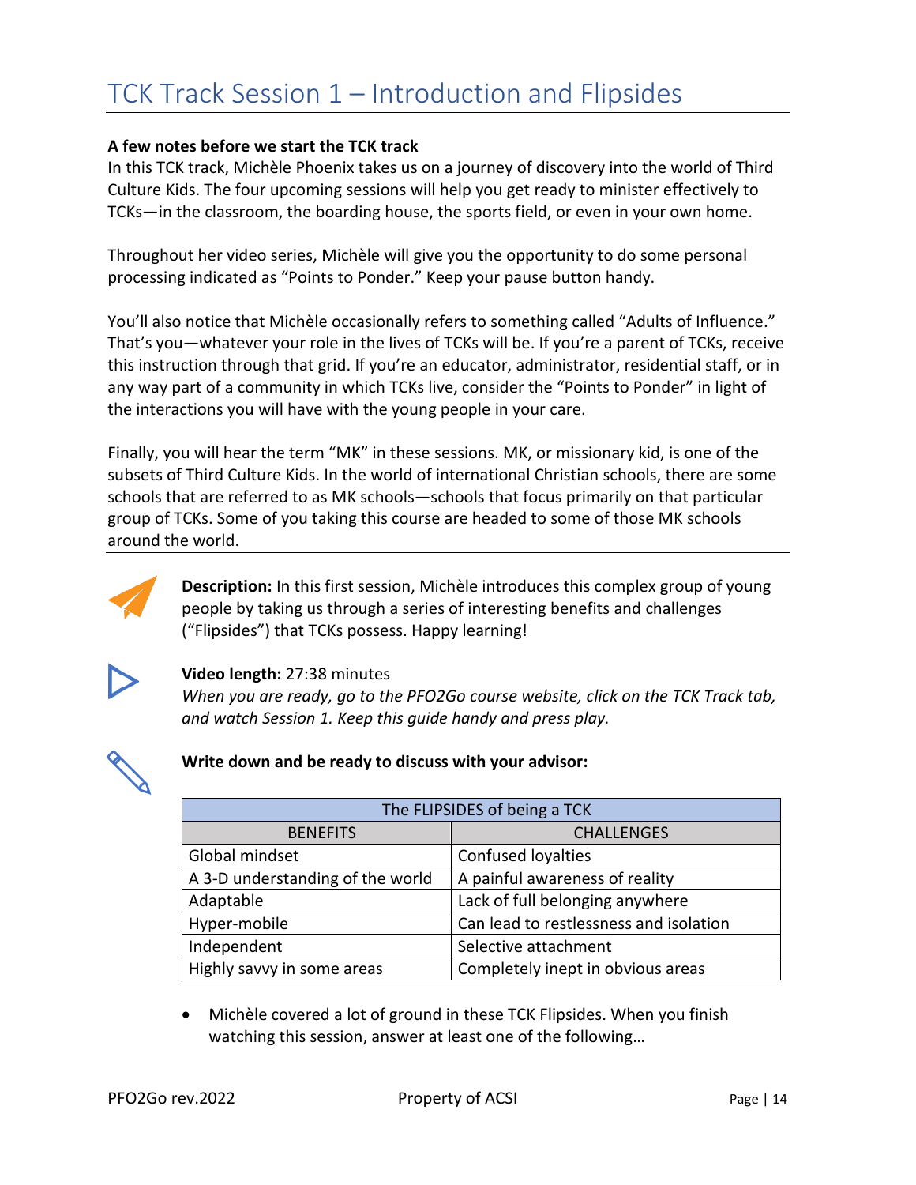# TCK Track Session 1 – Introduction and Flipsides

**A few notes before we start the TCK track**

In this TCK track, Michèle Phoenix takes us on a journey of discovery into the world of Third Culture Kids. The four upcoming sessions will help you get ready to minister effectively to TCKs—in the classroom, the boarding house, the sports field, or even in your own home.

Throughout her video series, Michèle will give you the opportunity to do some personal processing indicated as "Points to Ponder." Keep your pause button handy.

You'll also notice that Michèle occasionally refers to something called "Adults of Influence." That's you—whatever your role in the lives of TCKs will be. If you're a parent of TCKs, receive this instruction through that grid. If you're an educator, administrator, residential staff, or in any way part of a community in which TCKs live, consider the "Points to Ponder" in light of the interactions you will have with the young people in your care.

Finally, you will hear the term "MK" in these sessions. MK, or missionary kid, is one of the subsets of Third Culture Kids. In the world of international Christian schools, there are some schools that are referred to as MK schools—schools that focus primarily on that particular group of TCKs. Some of you taking this course are headed to some of those MK schools around the world.

---

**Description:** In this first session, Michèle introduces this complex group of young people by taking us through a series of interesting benefits and challenges ("Flipsides") that TCKs possess. Happy learning!

**Video length:** 27:38 minutes
*When you are ready, go to the PFO2Go course website, click on the TCK Track tab, and watch Session 1. Keep this guide handy and press play.*

**Write down and be ready to discuss with your advisor:**

| The FLIPSIDES of being a TCK | |
|---|---|
| BENEFITS | CHALLENGES |
| Global mindset | Confused loyalties |
| A 3-D understanding of the world | A painful awareness of reality |
| Adaptable | Lack of full belonging anywhere |
| Hyper-mobile | Can lead to restlessness and isolation |
| Independent | Selective attachment |
| Highly savvy in some areas | Completely inept in obvious areas |

- Michèle covered a lot of ground in these TCK Flipsides. When you finish watching this session, answer at least one of the following…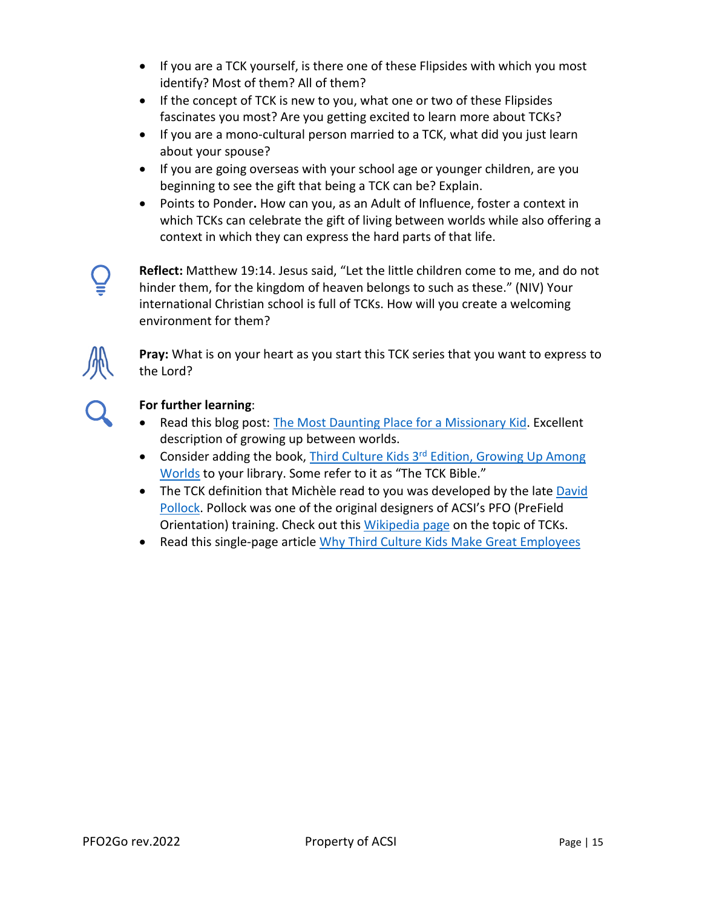- If you are a TCK yourself, is there one of these Flipsides with which you most identify? Most of them? All of them?
- If the concept of TCK is new to you, what one or two of these Flipsides fascinates you most? Are you getting excited to learn more about TCKs?
- If you are a mono-cultural person married to a TCK, what did you just learn about your spouse?
- If you are going overseas with your school age or younger children, are you beginning to see the gift that being a TCK can be? Explain.
- Points to Ponder**.** How can you, as an Adult of Influence, foster a context in which TCKs can celebrate the gift of living between worlds while also offering a context in which they can express the hard parts of that life.

**Reflect:** Matthew 19:14. Jesus said, "Let the little children come to me, and do not hinder them, for the kingdom of heaven belongs to such as these." (NIV) Your international Christian school is full of TCKs. How will you create a welcoming environment for them?

**Pray:** What is on your heart as you start this TCK series that you want to express to the Lord?

**For further learning**:

- Read this blog post: The Most Daunting Place for a Missionary Kid. Excellent description of growing up between worlds.
- Consider adding the book, Third Culture Kids 3rd Edition, Growing Up Among Worlds to your library. Some refer to it as "The TCK Bible."
- The TCK definition that Michèle read to you was developed by the late David Pollock. Pollock was one of the original designers of ACSI's PFO (PreField Orientation) training. Check out this Wikipedia page on the topic of TCKs.
- Read this single-page article Why Third Culture Kids Make Great Employees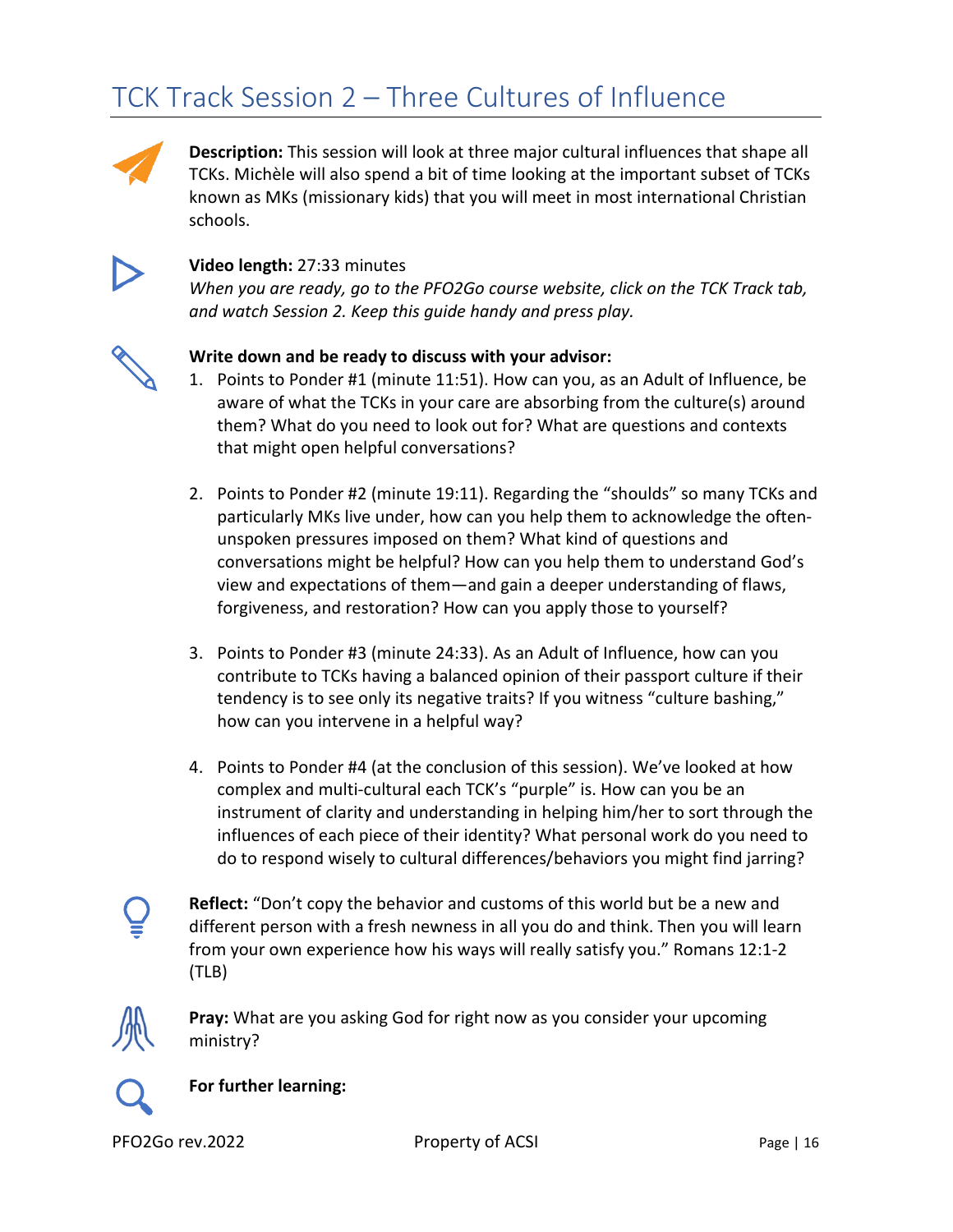# TCK Track Session 2 – Three Cultures of Influence

**Description:** This session will look at three major cultural influences that shape all TCKs. Michèle will also spend a bit of time looking at the important subset of TCKs known as MKs (missionary kids) that you will meet in most international Christian schools.

**Video length:** 27:33 minutes
*When you are ready, go to the PFO2Go course website, click on the TCK Track tab, and watch Session 2. Keep this guide handy and press play.*

**Write down and be ready to discuss with your advisor:**

1. Points to Ponder #1 (minute 11:51). How can you, as an Adult of Influence, be aware of what the TCKs in your care are absorbing from the culture(s) around them? What do you need to look out for? What are questions and contexts that might open helpful conversations?

2. Points to Ponder #2 (minute 19:11). Regarding the "shoulds" so many TCKs and particularly MKs live under, how can you help them to acknowledge the often-unspoken pressures imposed on them? What kind of questions and conversations might be helpful? How can you help them to understand God's view and expectations of them—and gain a deeper understanding of flaws, forgiveness, and restoration? How can you apply those to yourself?

3. Points to Ponder #3 (minute 24:33). As an Adult of Influence, how can you contribute to TCKs having a balanced opinion of their passport culture if their tendency is to see only its negative traits? If you witness "culture bashing," how can you intervene in a helpful way?

4. Points to Ponder #4 (at the conclusion of this session). We've looked at how complex and multi-cultural each TCK's "purple" is. How can you be an instrument of clarity and understanding in helping him/her to sort through the influences of each piece of their identity? What personal work do you need to do to respond wisely to cultural differences/behaviors you might find jarring?

**Reflect:** "Don't copy the behavior and customs of this world but be a new and different person with a fresh newness in all you do and think. Then you will learn from your own experience how his ways will really satisfy you." Romans 12:1-2 (TLB)

**Pray:** What are you asking God for right now as you consider your upcoming ministry?

**For further learning:**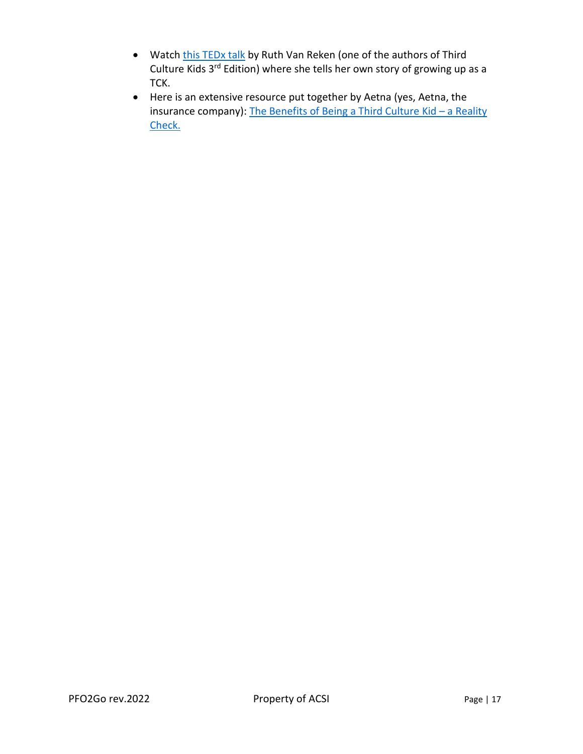- Watch this TEDx talk by Ruth Van Reken (one of the authors of Third Culture Kids 3rd Edition) where she tells her own story of growing up as a TCK.
- Here is an extensive resource put together by Aetna (yes, Aetna, the insurance company): The Benefits of Being a Third Culture Kid – a Reality Check.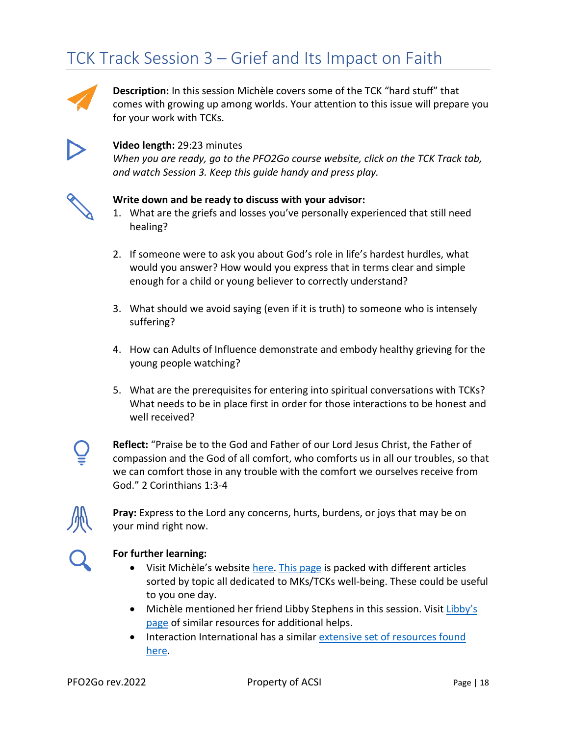# TCK Track Session 3 – Grief and Its Impact on Faith

**Description:** In this session Michèle covers some of the TCK "hard stuff" that comes with growing up among worlds. Your attention to this issue will prepare you for your work with TCKs.

**Video length:** 29:23 minutes
*When you are ready, go to the PFO2Go course website, click on the TCK Track tab, and watch Session 3. Keep this guide handy and press play.*

**Write down and be ready to discuss with your advisor:**

1. What are the griefs and losses you've personally experienced that still need healing?
2. If someone were to ask you about God's role in life's hardest hurdles, what would you answer? How would you express that in terms clear and simple enough for a child or young believer to correctly understand?
3. What should we avoid saying (even if it is truth) to someone who is intensely suffering?
4. How can Adults of Influence demonstrate and embody healthy grieving for the young people watching?
5. What are the prerequisites for entering into spiritual conversations with TCKs? What needs to be in place first in order for those interactions to be honest and well received?

**Reflect:** "Praise be to the God and Father of our Lord Jesus Christ, the Father of compassion and the God of all comfort, who comforts us in all our troubles, so that we can comfort those in any trouble with the comfort we ourselves receive from God." 2 Corinthians 1:3-4

**Pray:** Express to the Lord any concerns, hurts, burdens, or joys that may be on your mind right now.

**For further learning:**

- Visit Michèle's website here. This page is packed with different articles sorted by topic all dedicated to MKs/TCKs well-being. These could be useful to you one day.
- Michèle mentioned her friend Libby Stephens in this session. Visit Libby's page of similar resources for additional helps.
- Interaction International has a similar extensive set of resources found here.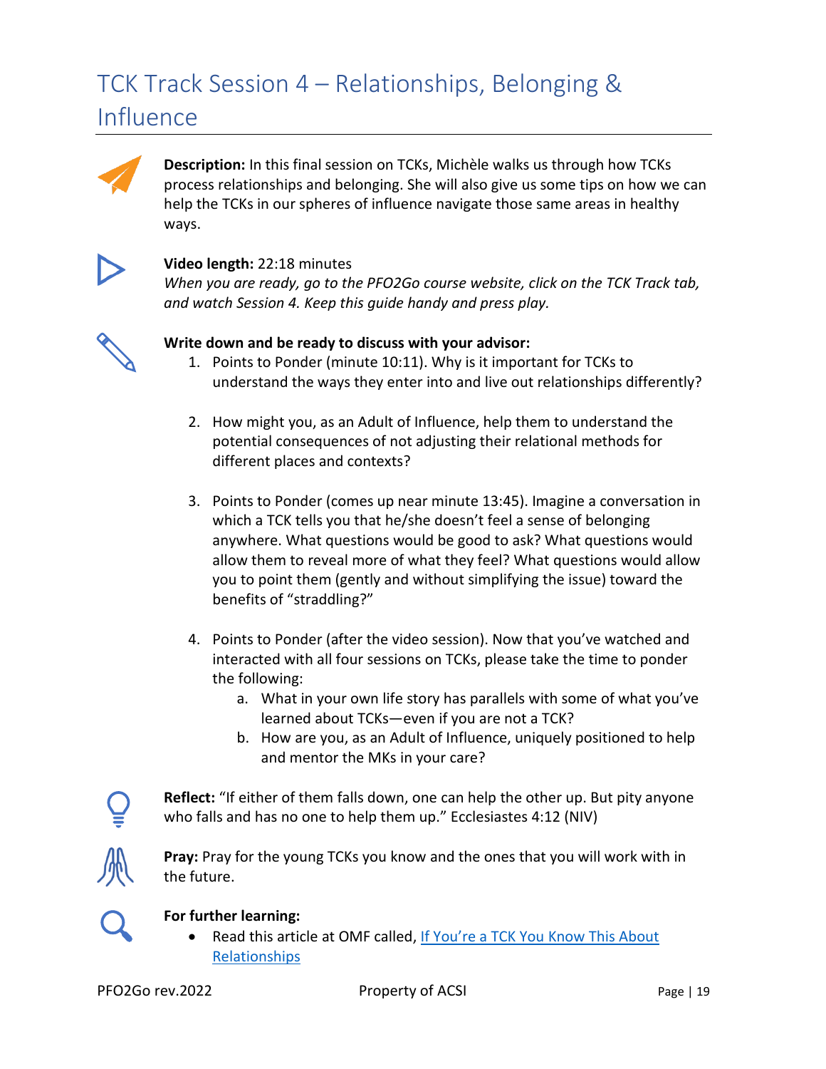# TCK Track Session 4 – Relationships, Belonging & Influence

**Description:** In this final session on TCKs, Michèle walks us through how TCKs process relationships and belonging. She will also give us some tips on how we can help the TCKs in our spheres of influence navigate those same areas in healthy ways.

**Video length:** 22:18 minutes
*When you are ready, go to the PFO2Go course website, click on the TCK Track tab, and watch Session 4. Keep this guide handy and press play.*

**Write down and be ready to discuss with your advisor:**

1. Points to Ponder (minute 10:11). Why is it important for TCKs to understand the ways they enter into and live out relationships differently?

2. How might you, as an Adult of Influence, help them to understand the potential consequences of not adjusting their relational methods for different places and contexts?

3. Points to Ponder (comes up near minute 13:45). Imagine a conversation in which a TCK tells you that he/she doesn't feel a sense of belonging anywhere. What questions would be good to ask? What questions would allow them to reveal more of what they feel? What questions would allow you to point them (gently and without simplifying the issue) toward the benefits of "straddling?"

4. Points to Ponder (after the video session). Now that you've watched and interacted with all four sessions on TCKs, please take the time to ponder the following:
   a. What in your own life story has parallels with some of what you've learned about TCKs—even if you are not a TCK?
   b. How are you, as an Adult of Influence, uniquely positioned to help and mentor the MKs in your care?

**Reflect:** "If either of them falls down, one can help the other up. But pity anyone who falls and has no one to help them up." Ecclesiastes 4:12 (NIV)

**Pray:** Pray for the young TCKs you know and the ones that you will work with in the future.

**For further learning:**

- Read this article at OMF called, [If You're a TCK You Know This About Relationships]()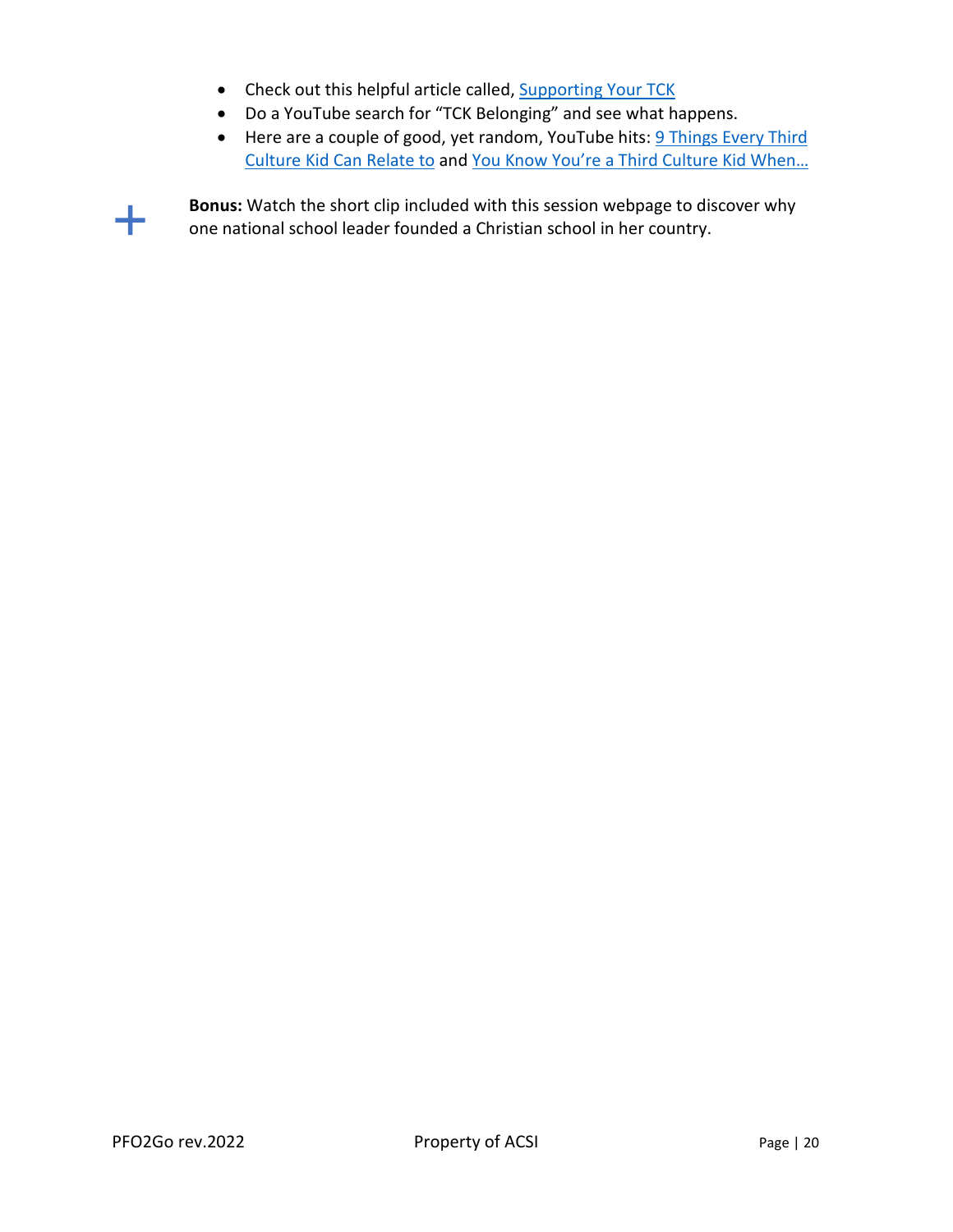- Check out this helpful article called, [Supporting Your TCK]
- Do a YouTube search for "TCK Belonging" and see what happens.
- Here are a couple of good, yet random, YouTube hits: [9 Things Every Third Culture Kid Can Relate to] and [You Know You're a Third Culture Kid When…]

+ **Bonus:** Watch the short clip included with this session webpage to discover why one national school leader founded a Christian school in her country.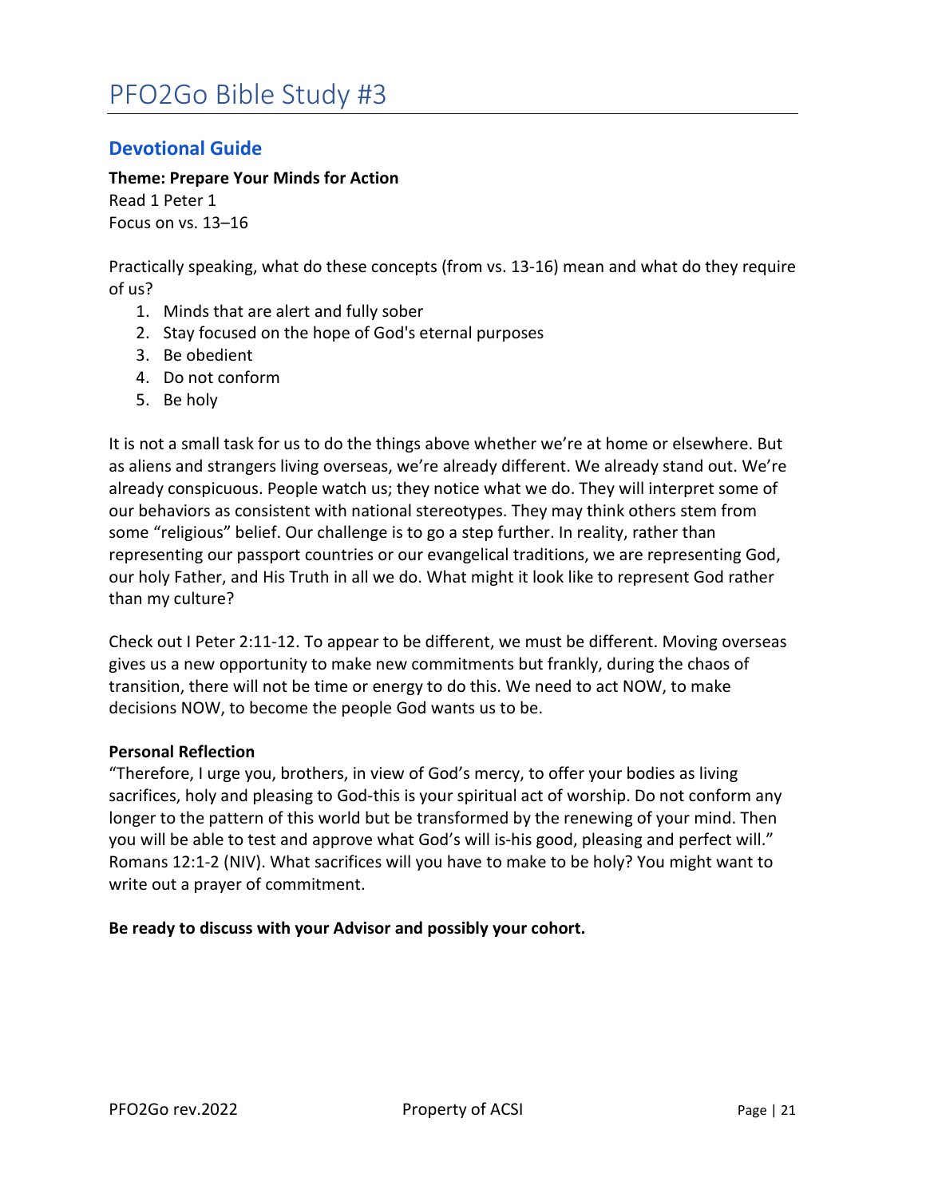# PFO2Go Bible Study #3

## Devotional Guide

**Theme: Prepare Your Minds for Action**
Read 1 Peter 1
Focus on vs. 13–16

Practically speaking, what do these concepts (from vs. 13-16) mean and what do they require of us?

1. Minds that are alert and fully sober
2. Stay focused on the hope of God's eternal purposes
3. Be obedient
4. Do not conform
5. Be holy

It is not a small task for us to do the things above whether we're at home or elsewhere. But as aliens and strangers living overseas, we're already different. We already stand out. We're already conspicuous. People watch us; they notice what we do. They will interpret some of our behaviors as consistent with national stereotypes. They may think others stem from some "religious" belief. Our challenge is to go a step further. In reality, rather than representing our passport countries or our evangelical traditions, we are representing God, our holy Father, and His Truth in all we do. What might it look like to represent God rather than my culture?

Check out I Peter 2:11-12. To appear to be different, we must be different. Moving overseas gives us a new opportunity to make new commitments but frankly, during the chaos of transition, there will not be time or energy to do this. We need to act NOW, to make decisions NOW, to become the people God wants us to be.

**Personal Reflection**
"Therefore, I urge you, brothers, in view of God's mercy, to offer your bodies as living sacrifices, holy and pleasing to God-this is your spiritual act of worship. Do not conform any longer to the pattern of this world but be transformed by the renewing of your mind. Then you will be able to test and approve what God's will is-his good, pleasing and perfect will." Romans 12:1-2 (NIV). What sacrifices will you have to make to be holy? You might want to write out a prayer of commitment.

**Be ready to discuss with your Advisor and possibly your cohort.**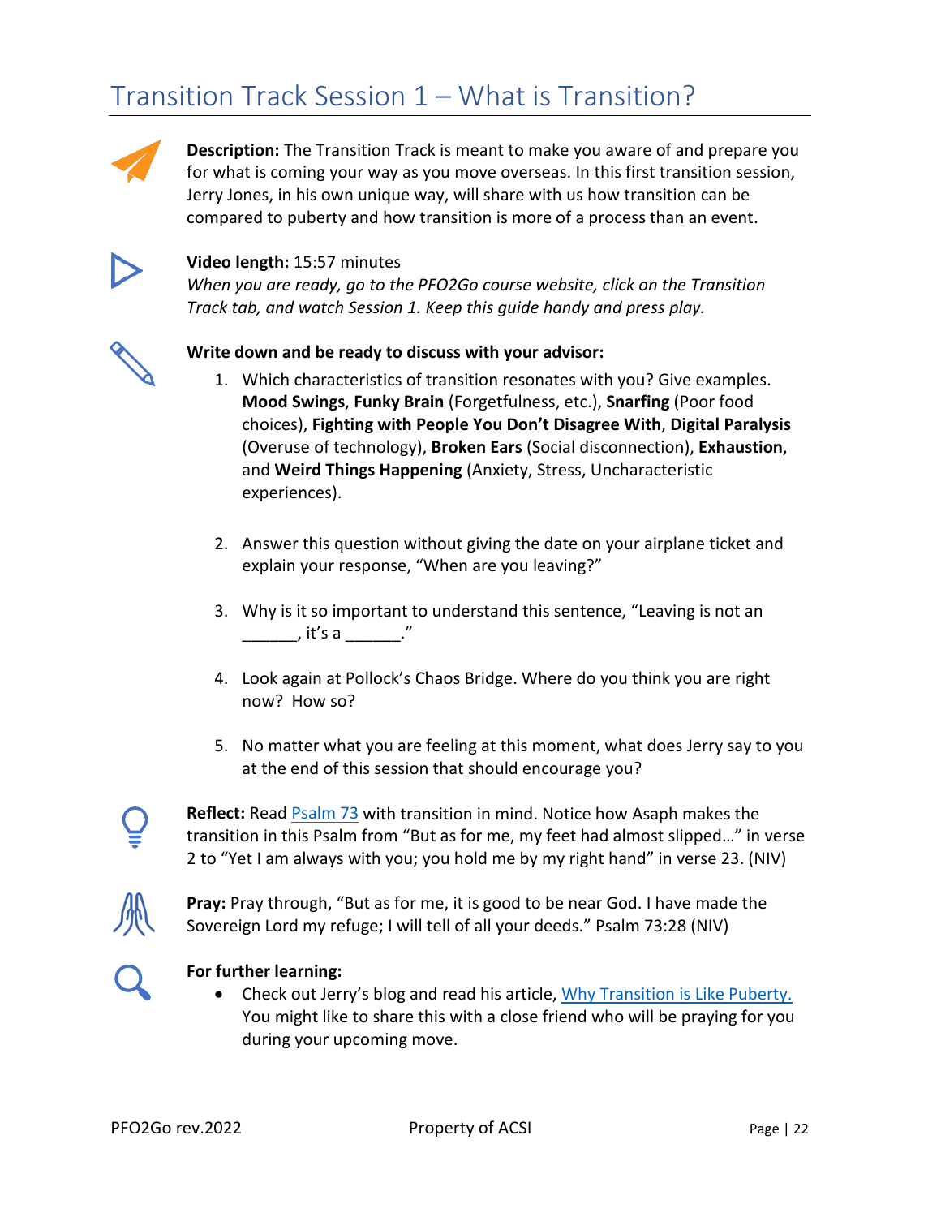# Transition Track Session 1 – What is Transition?

**Description:** The Transition Track is meant to make you aware of and prepare you for what is coming your way as you move overseas. In this first transition session, Jerry Jones, in his own unique way, will share with us how transition can be compared to puberty and how transition is more of a process than an event.

**Video length:** 15:57 minutes
*When you are ready, go to the PFO2Go course website, click on the Transition Track tab, and watch Session 1. Keep this guide handy and press play.*

**Write down and be ready to discuss with your advisor:**

1. Which characteristics of transition resonates with you? Give examples. **Mood Swings**, **Funky Brain** (Forgetfulness, etc.), **Snarfing** (Poor food choices), **Fighting with People You Don't Disagree With**, **Digital Paralysis** (Overuse of technology), **Broken Ears** (Social disconnection), **Exhaustion**, and **Weird Things Happening** (Anxiety, Stress, Uncharacteristic experiences).

2. Answer this question without giving the date on your airplane ticket and explain your response, "When are you leaving?"

3. Why is it so important to understand this sentence, "Leaving is not an ______, it's a ______."

4. Look again at Pollock's Chaos Bridge. Where do you think you are right now? How so?

5. No matter what you are feeling at this moment, what does Jerry say to you at the end of this session that should encourage you?

**Reflect:** Read Psalm 73 with transition in mind. Notice how Asaph makes the transition in this Psalm from "But as for me, my feet had almost slipped…" in verse 2 to "Yet I am always with you; you hold me by my right hand" in verse 23. (NIV)

**Pray:** Pray through, "But as for me, it is good to be near God. I have made the Sovereign Lord my refuge; I will tell of all your deeds." Psalm 73:28 (NIV)

**For further learning:**

- Check out Jerry's blog and read his article, Why Transition is Like Puberty. You might like to share this with a close friend who will be praying for you during your upcoming move.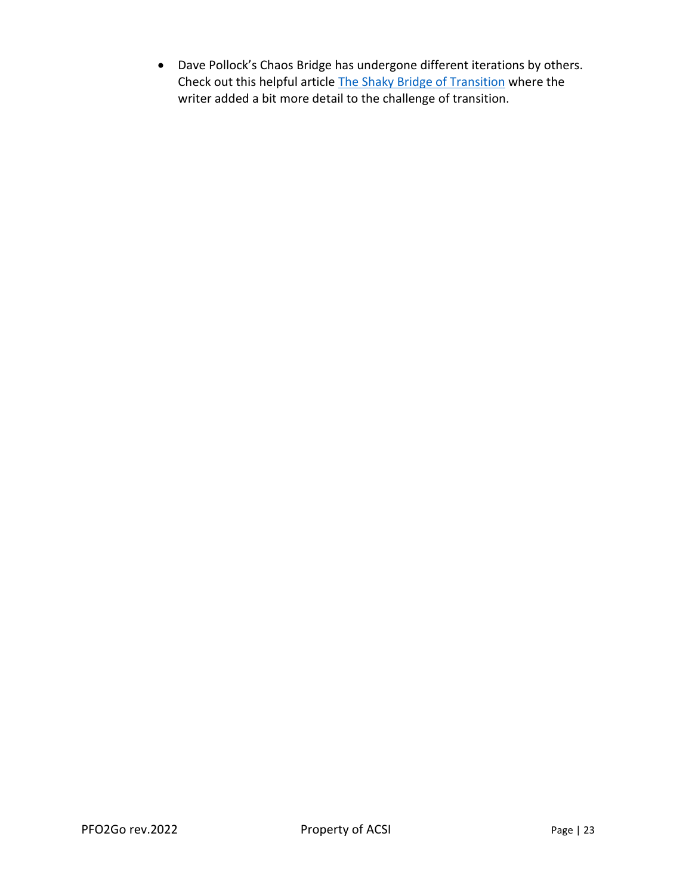- Dave Pollock's Chaos Bridge has undergone different iterations by others. Check out this helpful article The Shaky Bridge of Transition where the writer added a bit more detail to the challenge of transition.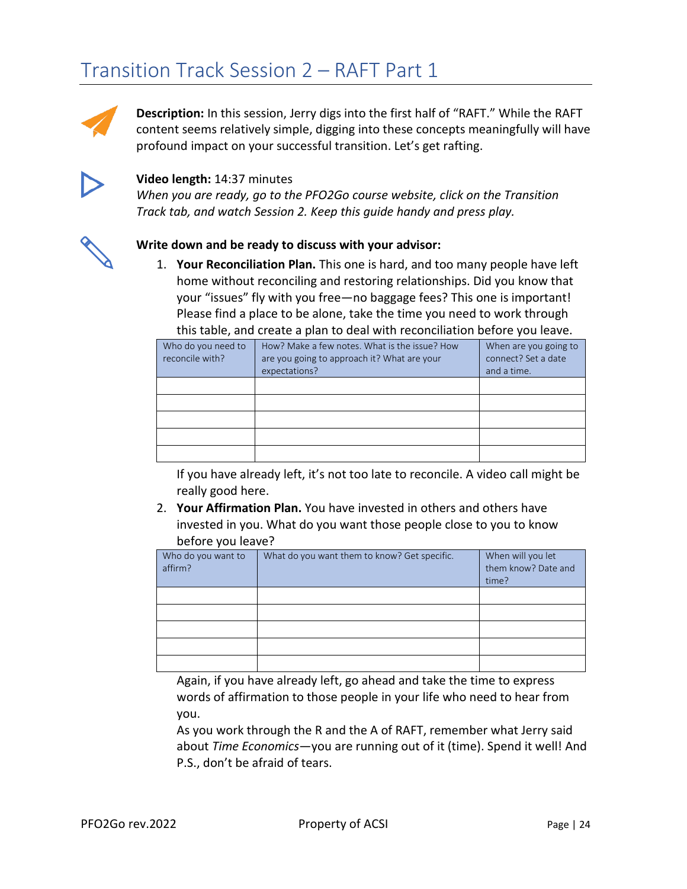# Transition Track Session 2 – RAFT Part 1

**Description:** In this session, Jerry digs into the first half of "RAFT." While the RAFT content seems relatively simple, digging into these concepts meaningfully will have profound impact on your successful transition. Let's get rafting.

**Video length:** 14:37 minutes

*When you are ready, go to the PFO2Go course website, click on the Transition Track tab, and watch Session 2. Keep this guide handy and press play.*

**Write down and be ready to discuss with your advisor:**

1. **Your Reconciliation Plan.** This one is hard, and too many people have left home without reconciling and restoring relationships. Did you know that your "issues" fly with you free—no baggage fees? This one is important! Please find a place to be alone, take the time you need to work through this table, and create a plan to deal with reconciliation before you leave.

| Who do you need to reconcile with? | How? Make a few notes. What is the issue? How are you going to approach it? What are your expectations? | When are you going to connect? Set a date and a time. |
|---|---|---|
| | | |
| | | |
| | | |
| | | |
| | | |

   If you have already left, it's not too late to reconcile. A video call might be really good here.

2. **Your Affirmation Plan.** You have invested in others and others have invested in you. What do you want those people close to you to know before you leave?

| Who do you want to affirm? | What do you want them to know? Get specific. | When will you let them know? Date and time? |
|---|---|---|
| | | |
| | | |
| | | |
| | | |
| | | |

   Again, if you have already left, go ahead and take the time to express words of affirmation to those people in your life who need to hear from you.

   As you work through the R and the A of RAFT, remember what Jerry said about *Time Economics*—you are running out of it (time). Spend it well! And P.S., don't be afraid of tears.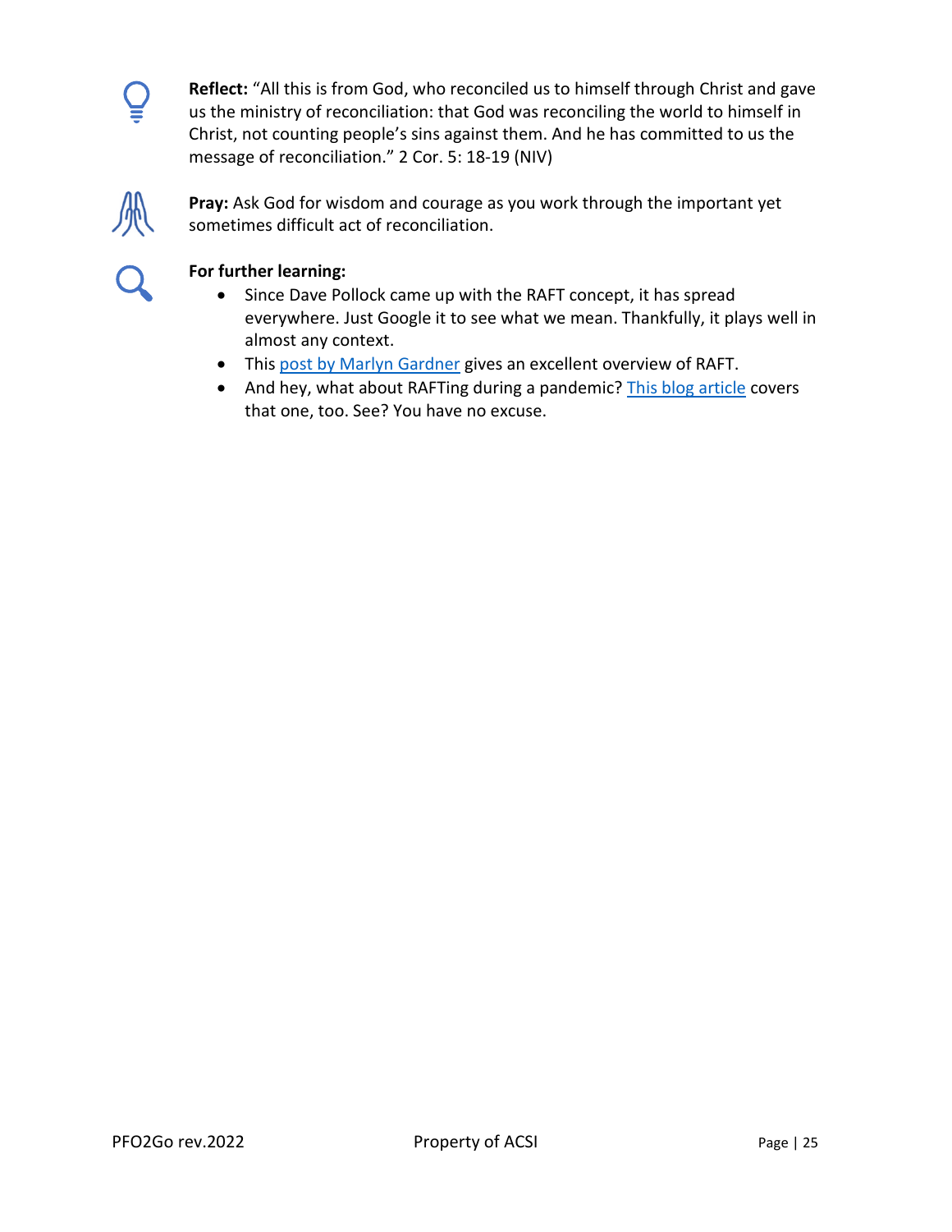**Reflect:** “All this is from God, who reconciled us to himself through Christ and gave us the ministry of reconciliation: that God was reconciling the world to himself in Christ, not counting people’s sins against them. And he has committed to us the message of reconciliation.” 2 Cor. 5: 18-19 (NIV)

**Pray:** Ask God for wisdom and courage as you work through the important yet sometimes difficult act of reconciliation.

**For further learning:**

- Since Dave Pollock came up with the RAFT concept, it has spread everywhere. Just Google it to see what we mean. Thankfully, it plays well in almost any context.
- This post by Marlyn Gardner gives an excellent overview of RAFT.
- And hey, what about RAFTing during a pandemic? This blog article covers that one, too. See? You have no excuse.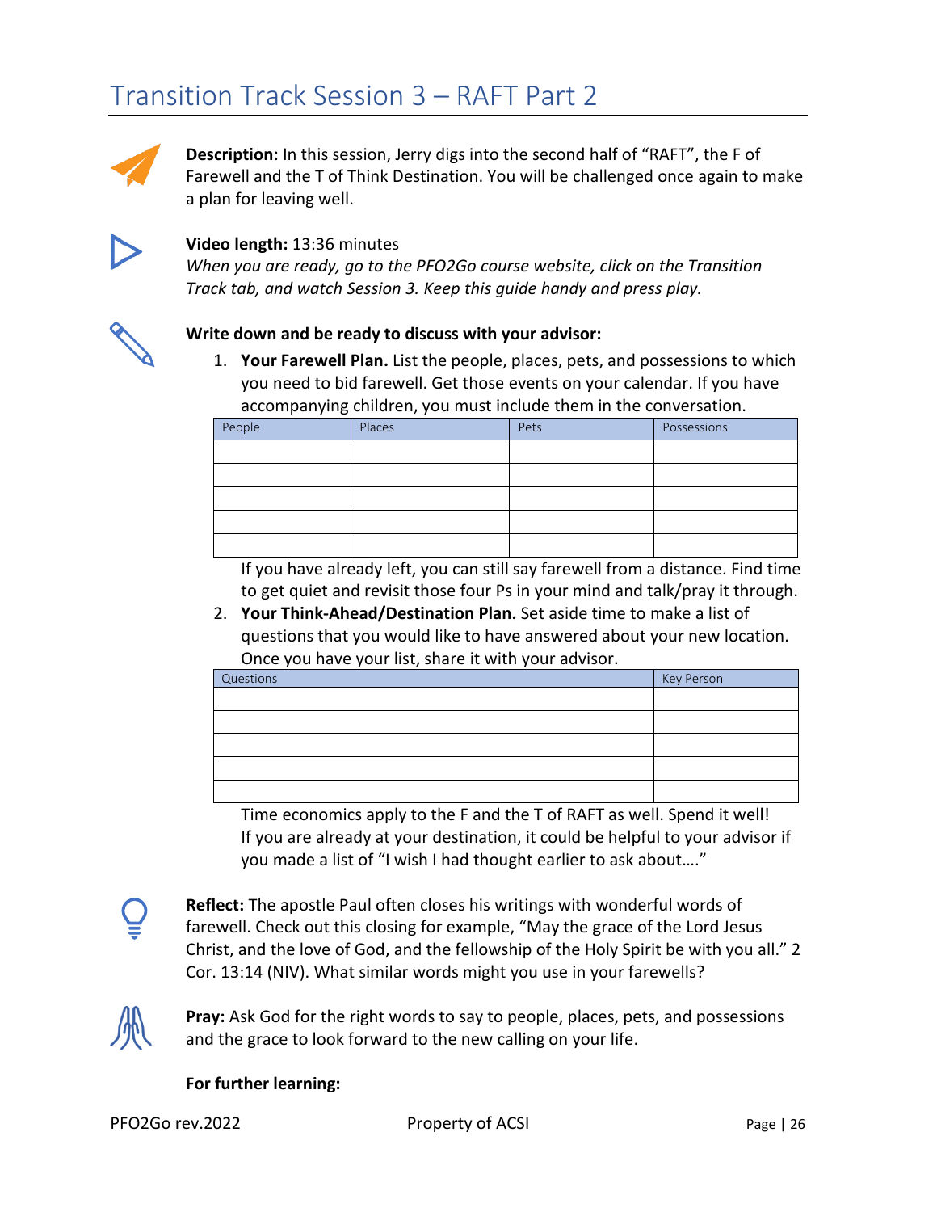# Transition Track Session 3 – RAFT Part 2

**Description:** In this session, Jerry digs into the second half of "RAFT", the F of Farewell and the T of Think Destination. You will be challenged once again to make a plan for leaving well.

**Video length:** 13:36 minutes
*When you are ready, go to the PFO2Go course website, click on the Transition Track tab, and watch Session 3. Keep this guide handy and press play.*

**Write down and be ready to discuss with your advisor:**

1. **Your Farewell Plan.** List the people, places, pets, and possessions to which you need to bid farewell. Get those events on your calendar. If you have accompanying children, you must include them in the conversation.

| People | Places | Pets | Possessions |
|---|---|---|---|
| | | | |
| | | | |
| | | | |
| | | | |
| | | | |

   If you have already left, you can still say farewell from a distance. Find time to get quiet and revisit those four Ps in your mind and talk/pray it through.

2. **Your Think-Ahead/Destination Plan.** Set aside time to make a list of questions that you would like to have answered about your new location. Once you have your list, share it with your advisor.

| Questions | Key Person |
|---|---|
| | |
| | |
| | |
| | |
| | |

   Time economics apply to the F and the T of RAFT as well. Spend it well! If you are already at your destination, it could be helpful to your advisor if you made a list of "I wish I had thought earlier to ask about…."

**Reflect:** The apostle Paul often closes his writings with wonderful words of farewell. Check out this closing for example, "May the grace of the Lord Jesus Christ, and the love of God, and the fellowship of the Holy Spirit be with you all." 2 Cor. 13:14 (NIV). What similar words might you use in your farewells?

**Pray:** Ask God for the right words to say to people, places, pets, and possessions and the grace to look forward to the new calling on your life.

**For further learning:**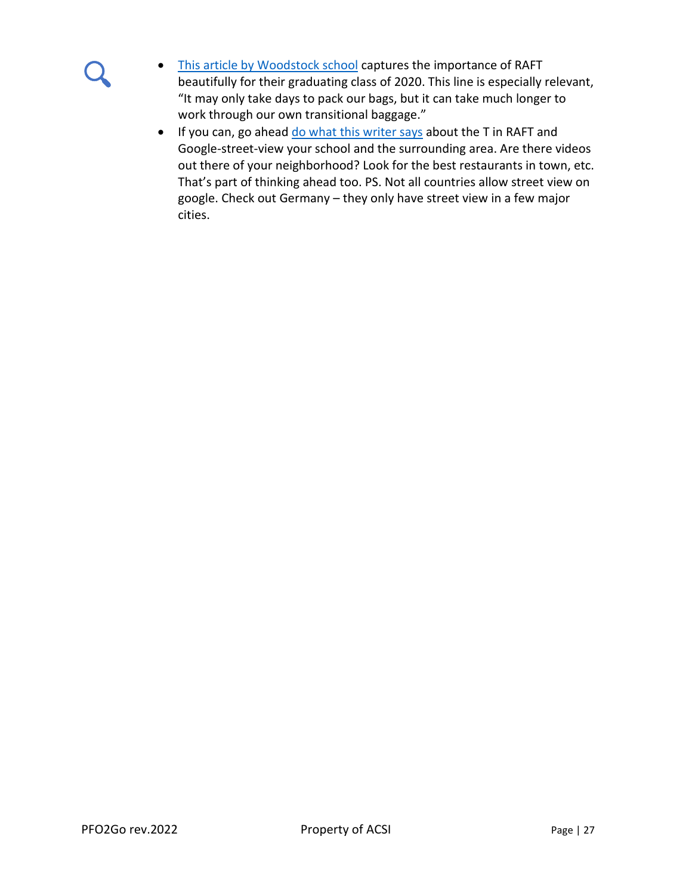- This article by Woodstock school captures the importance of RAFT beautifully for their graduating class of 2020. This line is especially relevant, “It may only take days to pack our bags, but it can take much longer to work through our own transitional baggage.”
- If you can, go ahead do what this writer says about the T in RAFT and Google-street-view your school and the surrounding area. Are there videos out there of your neighborhood? Look for the best restaurants in town, etc. That’s part of thinking ahead too. PS. Not all countries allow street view on google. Check out Germany – they only have street view in a few major cities.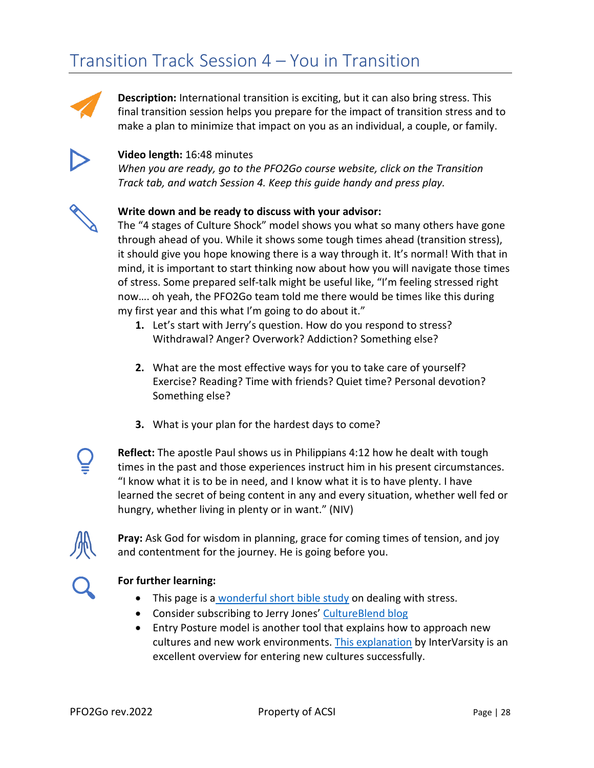# Transition Track Session 4 – You in Transition

**Description:** International transition is exciting, but it can also bring stress. This final transition session helps you prepare for the impact of transition stress and to make a plan to minimize that impact on you as an individual, a couple, or family.

**Video length:** 16:48 minutes
*When you are ready, go to the PFO2Go course website, click on the Transition Track tab, and watch Session 4. Keep this guide handy and press play.*

**Write down and be ready to discuss with your advisor:**
The "4 stages of Culture Shock" model shows you what so many others have gone through ahead of you. While it shows some tough times ahead (transition stress), it should give you hope knowing there is a way through it. It's normal! With that in mind, it is important to start thinking now about how you will navigate those times of stress. Some prepared self-talk might be useful like, "I'm feeling stressed right now…. oh yeah, the PFO2Go team told me there would be times like this during my first year and this what I'm going to do about it."

1. Let's start with Jerry's question. How do you respond to stress? Withdrawal? Anger? Overwork? Addiction? Something else?

2. What are the most effective ways for you to take care of yourself? Exercise? Reading? Time with friends? Quiet time? Personal devotion? Something else?

3. What is your plan for the hardest days to come?

**Reflect:** The apostle Paul shows us in Philippians 4:12 how he dealt with tough times in the past and those experiences instruct him in his present circumstances. "I know what it is to be in need, and I know what it is to have plenty. I have learned the secret of being content in any and every situation, whether well fed or hungry, whether living in plenty or in want." (NIV)

**Pray:** Ask God for wisdom in planning, grace for coming times of tension, and joy and contentment for the journey. He is going before you.

**For further learning:**

- This page is a wonderful short bible study on dealing with stress.
- Consider subscribing to Jerry Jones' CultureBlend blog
- Entry Posture model is another tool that explains how to approach new cultures and new work environments. This explanation by InterVarsity is an excellent overview for entering new cultures successfully.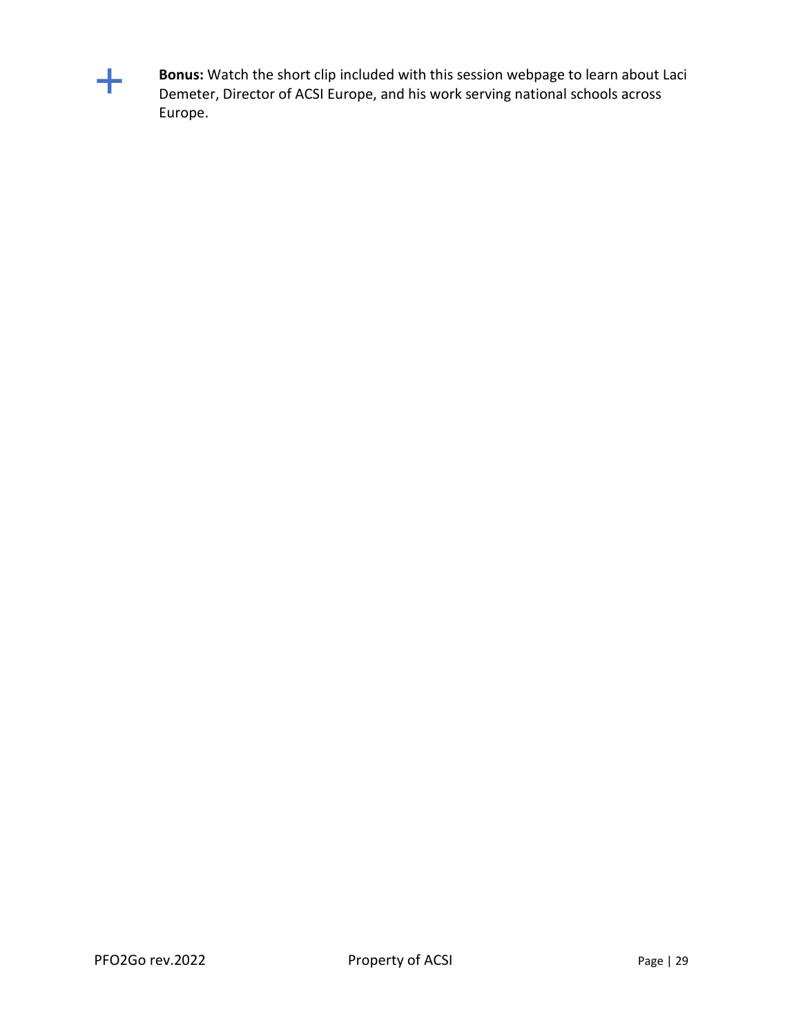+ **Bonus:** Watch the short clip included with this session webpage to learn about Laci Demeter, Director of ACSI Europe, and his work serving national schools across Europe.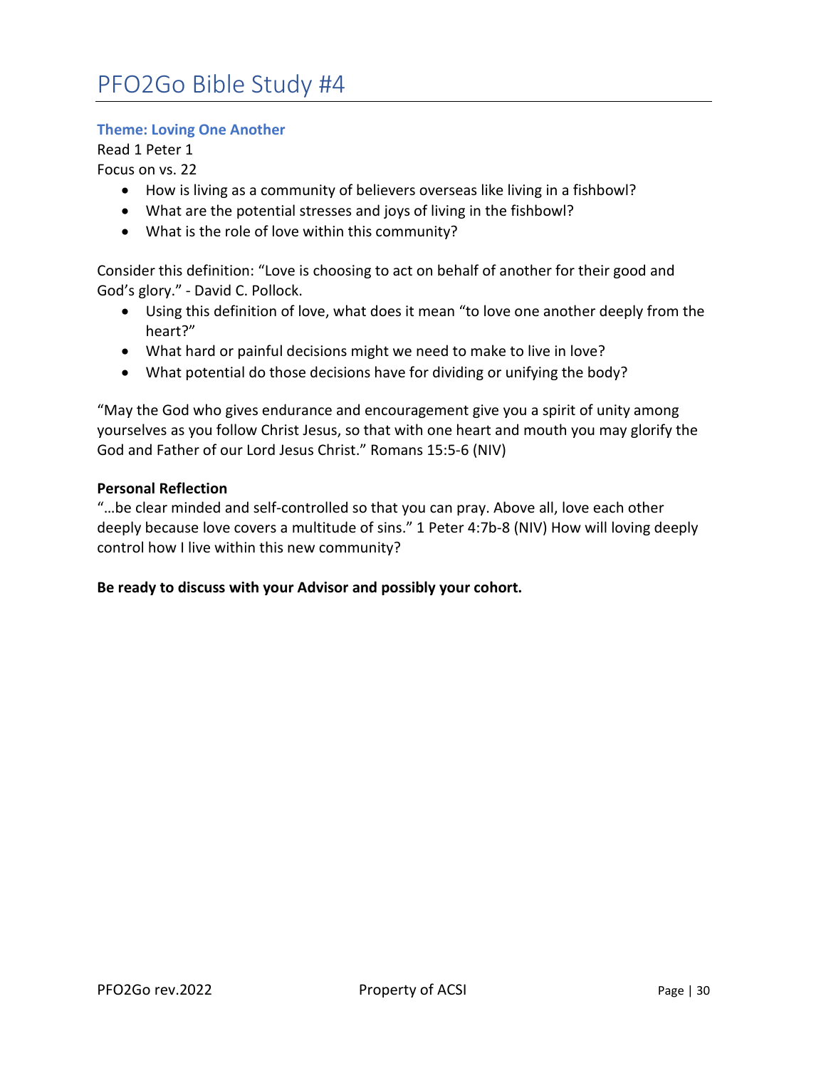# PFO2Go Bible Study #4

### Theme: Loving One Another

Read 1 Peter 1
Focus on vs. 22

- How is living as a community of believers overseas like living in a fishbowl?
- What are the potential stresses and joys of living in the fishbowl?
- What is the role of love within this community?

Consider this definition: “Love is choosing to act on behalf of another for their good and God’s glory.” - David C. Pollock.

- Using this definition of love, what does it mean “to love one another deeply from the heart?”
- What hard or painful decisions might we need to make to live in love?
- What potential do those decisions have for dividing or unifying the body?

“May the God who gives endurance and encouragement give you a spirit of unity among yourselves as you follow Christ Jesus, so that with one heart and mouth you may glorify the God and Father of our Lord Jesus Christ.” Romans 15:5-6 (NIV)

**Personal Reflection**

“…be clear minded and self-controlled so that you can pray. Above all, love each other deeply because love covers a multitude of sins.” 1 Peter 4:7b-8 (NIV) How will loving deeply control how I live within this new community?

**Be ready to discuss with your Advisor and possibly your cohort.**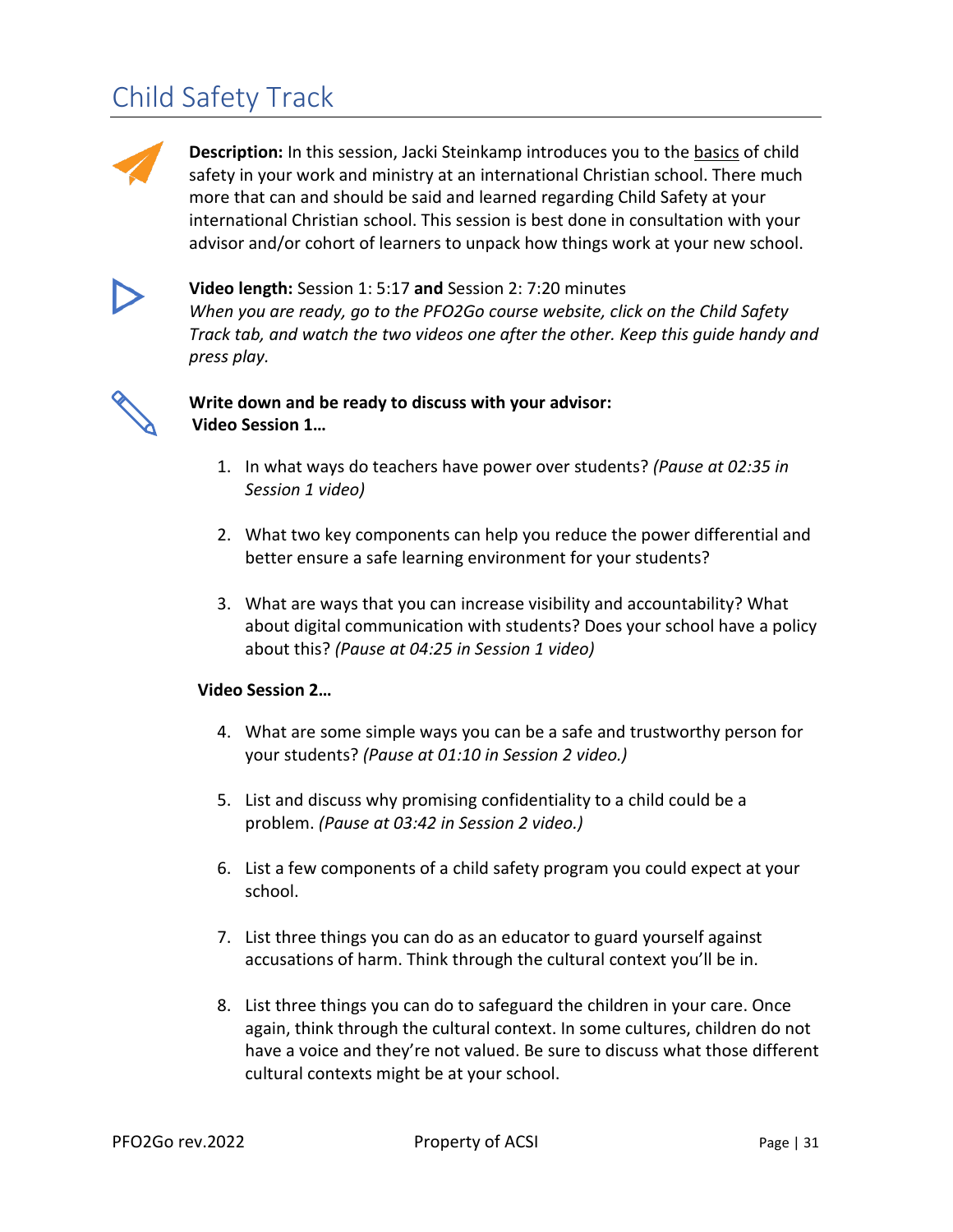# Child Safety Track

**Description:** In this session, Jacki Steinkamp introduces you to the basics of child safety in your work and ministry at an international Christian school. There much more that can and should be said and learned regarding Child Safety at your international Christian school. This session is best done in consultation with your advisor and/or cohort of learners to unpack how things work at your new school.

**Video length:** Session 1: 5:17 **and** Session 2: 7:20 minutes
*When you are ready, go to the PFO2Go course website, click on the Child Safety Track tab, and watch the two videos one after the other. Keep this guide handy and press play.*

**Write down and be ready to discuss with your advisor:**
**Video Session 1…**

1. In what ways do teachers have power over students? *(Pause at 02:35 in Session 1 video)*
2. What two key components can help you reduce the power differential and better ensure a safe learning environment for your students?
3. What are ways that you can increase visibility and accountability? What about digital communication with students? Does your school have a policy about this? *(Pause at 04:25 in Session 1 video)*

**Video Session 2…**

4. What are some simple ways you can be a safe and trustworthy person for your students? *(Pause at 01:10 in Session 2 video.)*
5. List and discuss why promising confidentiality to a child could be a problem. *(Pause at 03:42 in Session 2 video.)*
6. List a few components of a child safety program you could expect at your school.
7. List three things you can do as an educator to guard yourself against accusations of harm. Think through the cultural context you'll be in.
8. List three things you can do to safeguard the children in your care. Once again, think through the cultural context. In some cultures, children do not have a voice and they're not valued. Be sure to discuss what those different cultural contexts might be at your school.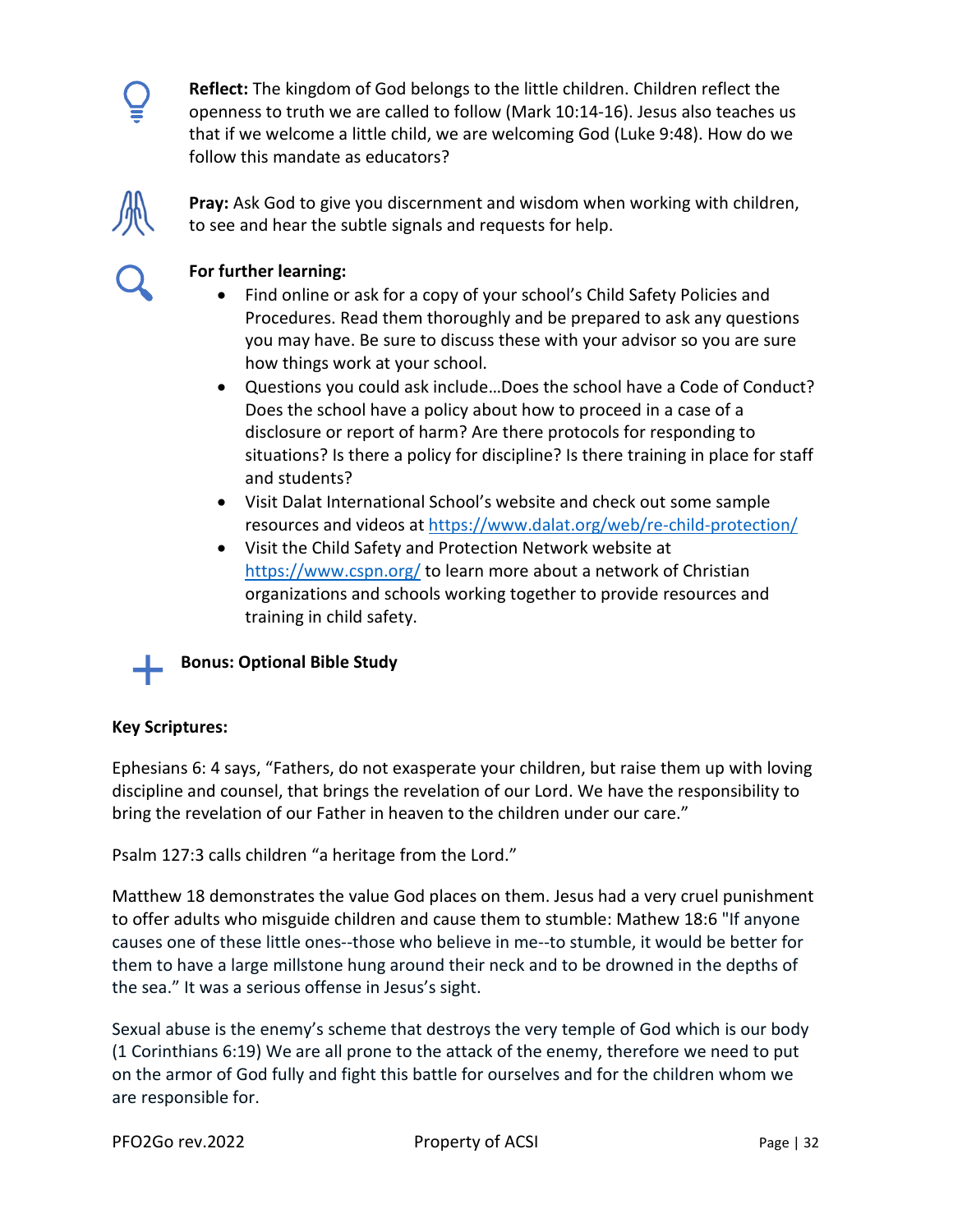**Reflect:** The kingdom of God belongs to the little children. Children reflect the openness to truth we are called to follow (Mark 10:14-16). Jesus also teaches us that if we welcome a little child, we are welcoming God (Luke 9:48). How do we follow this mandate as educators?

**Pray:** Ask God to give you discernment and wisdom when working with children, to see and hear the subtle signals and requests for help.

**For further learning:**

- Find online or ask for a copy of your school's Child Safety Policies and Procedures. Read them thoroughly and be prepared to ask any questions you may have. Be sure to discuss these with your advisor so you are sure how things work at your school.
- Questions you could ask include…Does the school have a Code of Conduct? Does the school have a policy about how to proceed in a case of a disclosure or report of harm? Are there protocols for responding to situations? Is there a policy for discipline? Is there training in place for staff and students?
- Visit Dalat International School's website and check out some sample resources and videos at https://www.dalat.org/web/re-child-protection/
- Visit the Child Safety and Protection Network website at https://www.cspn.org/ to learn more about a network of Christian organizations and schools working together to provide resources and training in child safety.

**Bonus: Optional Bible Study**

**Key Scriptures:**

Ephesians 6: 4 says, "Fathers, do not exasperate your children, but raise them up with loving discipline and counsel, that brings the revelation of our Lord. We have the responsibility to bring the revelation of our Father in heaven to the children under our care."

Psalm 127:3 calls children "a heritage from the Lord."

Matthew 18 demonstrates the value God places on them. Jesus had a very cruel punishment to offer adults who misguide children and cause them to stumble: Mathew 18:6 "If anyone causes one of these little ones--those who believe in me--to stumble, it would be better for them to have a large millstone hung around their neck and to be drowned in the depths of the sea." It was a serious offense in Jesus's sight.

Sexual abuse is the enemy's scheme that destroys the very temple of God which is our body (1 Corinthians 6:19) We are all prone to the attack of the enemy, therefore we need to put on the armor of God fully and fight this battle for ourselves and for the children whom we are responsible for.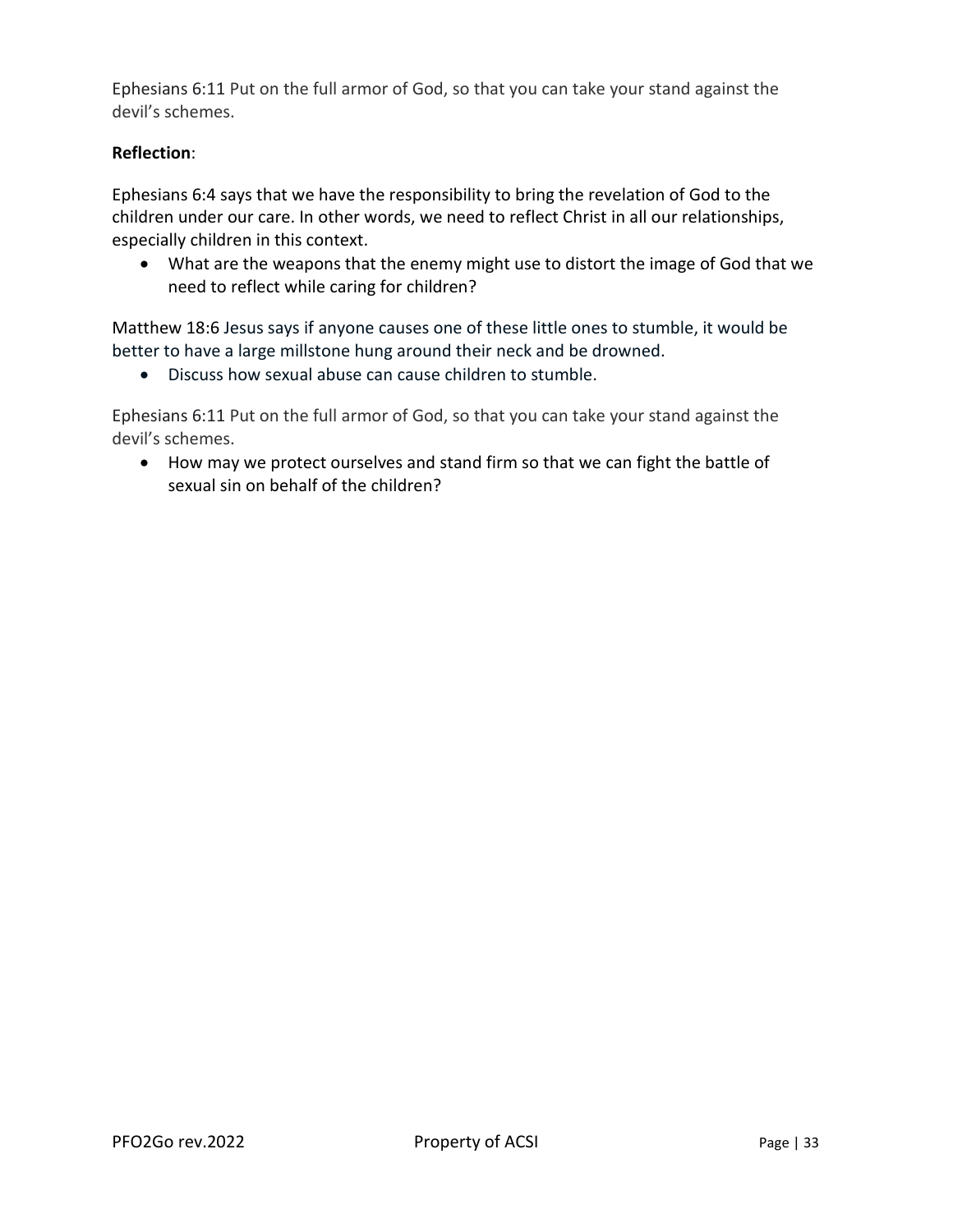Ephesians 6:11 Put on the full armor of God, so that you can take your stand against the devil's schemes.

**Reflection**:

Ephesians 6:4 says that we have the responsibility to bring the revelation of God to the children under our care. In other words, we need to reflect Christ in all our relationships, especially children in this context.

- What are the weapons that the enemy might use to distort the image of God that we need to reflect while caring for children?

Matthew 18:6 Jesus says if anyone causes one of these little ones to stumble, it would be better to have a large millstone hung around their neck and be drowned.

- Discuss how sexual abuse can cause children to stumble.

Ephesians 6:11 Put on the full armor of God, so that you can take your stand against the devil's schemes.

- How may we protect ourselves and stand firm so that we can fight the battle of sexual sin on behalf of the children?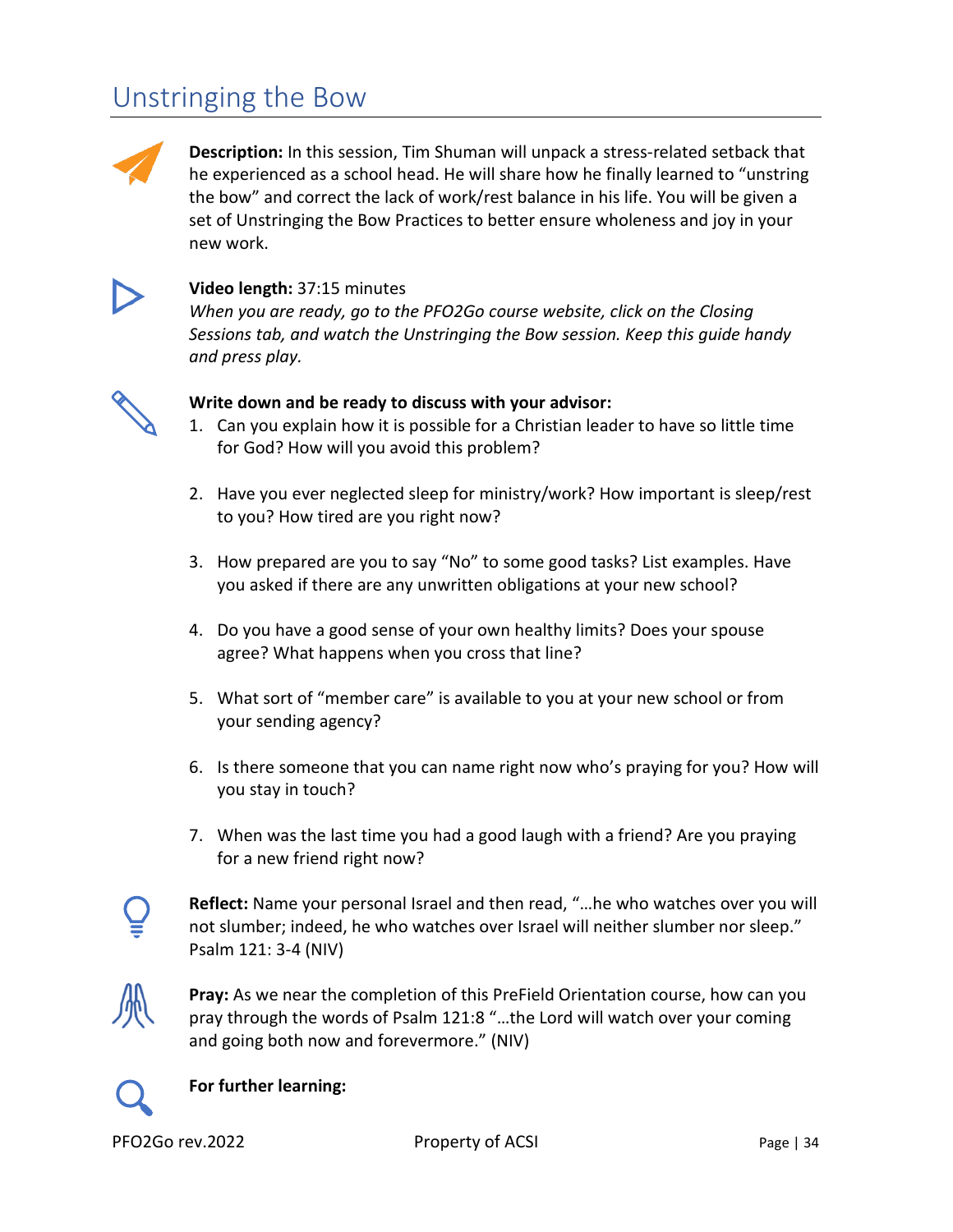# Unstringing the Bow

**Description:** In this session, Tim Shuman will unpack a stress-related setback that he experienced as a school head. He will share how he finally learned to "unstring the bow" and correct the lack of work/rest balance in his life. You will be given a set of Unstringing the Bow Practices to better ensure wholeness and joy in your new work.

**Video length:** 37:15 minutes
*When you are ready, go to the PFO2Go course website, click on the Closing Sessions tab, and watch the Unstringing the Bow session. Keep this guide handy and press play.*

**Write down and be ready to discuss with your advisor:**

1. Can you explain how it is possible for a Christian leader to have so little time for God? How will you avoid this problem?

2. Have you ever neglected sleep for ministry/work? How important is sleep/rest to you? How tired are you right now?

3. How prepared are you to say "No" to some good tasks? List examples. Have you asked if there are any unwritten obligations at your new school?

4. Do you have a good sense of your own healthy limits? Does your spouse agree? What happens when you cross that line?

5. What sort of "member care" is available to you at your new school or from your sending agency?

6. Is there someone that you can name right now who's praying for you? How will you stay in touch?

7. When was the last time you had a good laugh with a friend? Are you praying for a new friend right now?

**Reflect:** Name your personal Israel and then read, "…he who watches over you will not slumber; indeed, he who watches over Israel will neither slumber nor sleep." Psalm 121: 3-4 (NIV)

**Pray:** As we near the completion of this PreField Orientation course, how can you pray through the words of Psalm 121:8 "…the Lord will watch over your coming and going both now and forevermore." (NIV)

**For further learning:**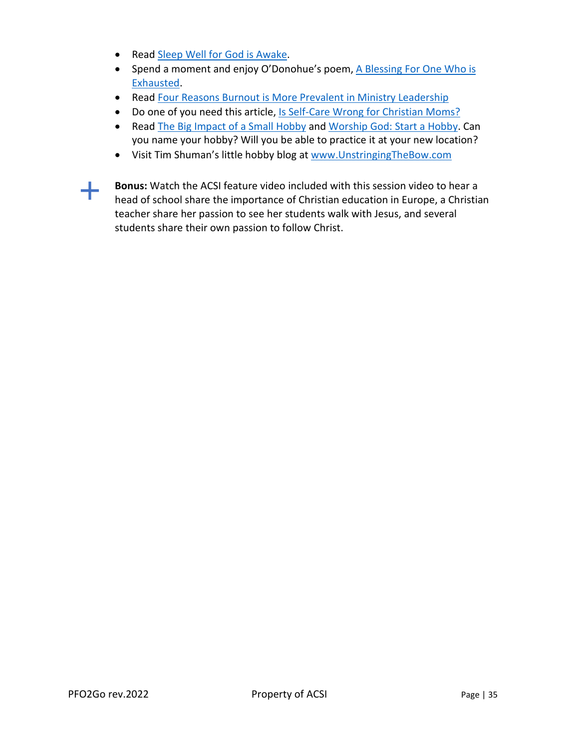- Read Sleep Well for God is Awake.
- Spend a moment and enjoy O'Donohue's poem, A Blessing For One Who is Exhausted.
- Read Four Reasons Burnout is More Prevalent in Ministry Leadership
- Do one of you need this article, Is Self-Care Wrong for Christian Moms?
- Read The Big Impact of a Small Hobby and Worship God: Start a Hobby. Can you name your hobby? Will you be able to practice it at your new location?
- Visit Tim Shuman's little hobby blog at www.UnstringingTheBow.com

+ **Bonus:** Watch the ACSI feature video included with this session video to hear a head of school share the importance of Christian education in Europe, a Christian teacher share her passion to see her students walk with Jesus, and several students share their own passion to follow Christ.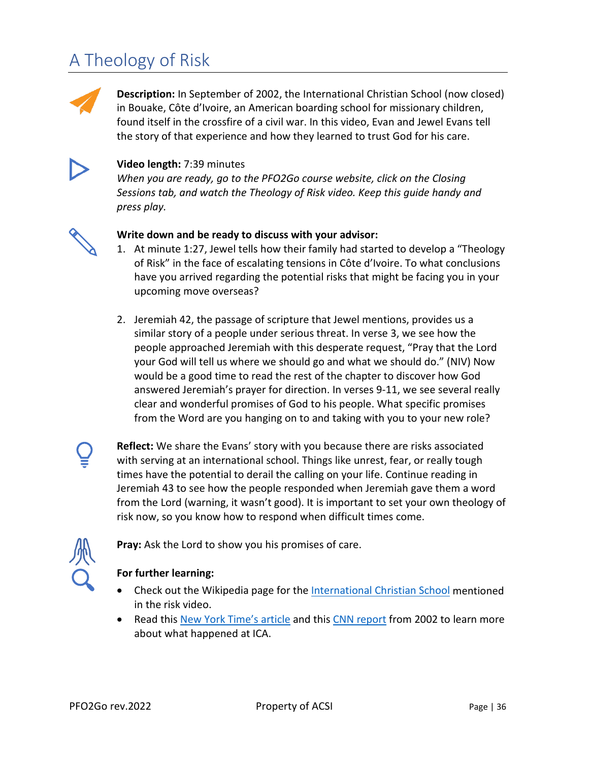# A Theology of Risk

**Description:** In September of 2002, the International Christian School (now closed) in Bouake, Côte d'Ivoire, an American boarding school for missionary children, found itself in the crossfire of a civil war. In this video, Evan and Jewel Evans tell the story of that experience and how they learned to trust God for his care.

**Video length:** 7:39 minutes
*When you are ready, go to the PFO2Go course website, click on the Closing Sessions tab, and watch the Theology of Risk video. Keep this guide handy and press play.*

**Write down and be ready to discuss with your advisor:**

1. At minute 1:27, Jewel tells how their family had started to develop a "Theology of Risk" in the face of escalating tensions in Côte d'Ivoire. To what conclusions have you arrived regarding the potential risks that might be facing you in your upcoming move overseas?

2. Jeremiah 42, the passage of scripture that Jewel mentions, provides us a similar story of a people under serious threat. In verse 3, we see how the people approached Jeremiah with this desperate request, "Pray that the Lord your God will tell us where we should go and what we should do." (NIV) Now would be a good time to read the rest of the chapter to discover how God answered Jeremiah's prayer for direction. In verses 9-11, we see several really clear and wonderful promises of God to his people. What specific promises from the Word are you hanging on to and taking with you to your new role?

**Reflect:** We share the Evans' story with you because there are risks associated with serving at an international school. Things like unrest, fear, or really tough times have the potential to derail the calling on your life. Continue reading in Jeremiah 43 to see how the people responded when Jeremiah gave them a word from the Lord (warning, it wasn't good). It is important to set your own theology of risk now, so you know how to respond when difficult times come.

**Pray:** Ask the Lord to show you his promises of care.

**For further learning:**

- Check out the Wikipedia page for the International Christian School mentioned in the risk video.
- Read this New York Time's article and this CNN report from 2002 to learn more about what happened at ICA.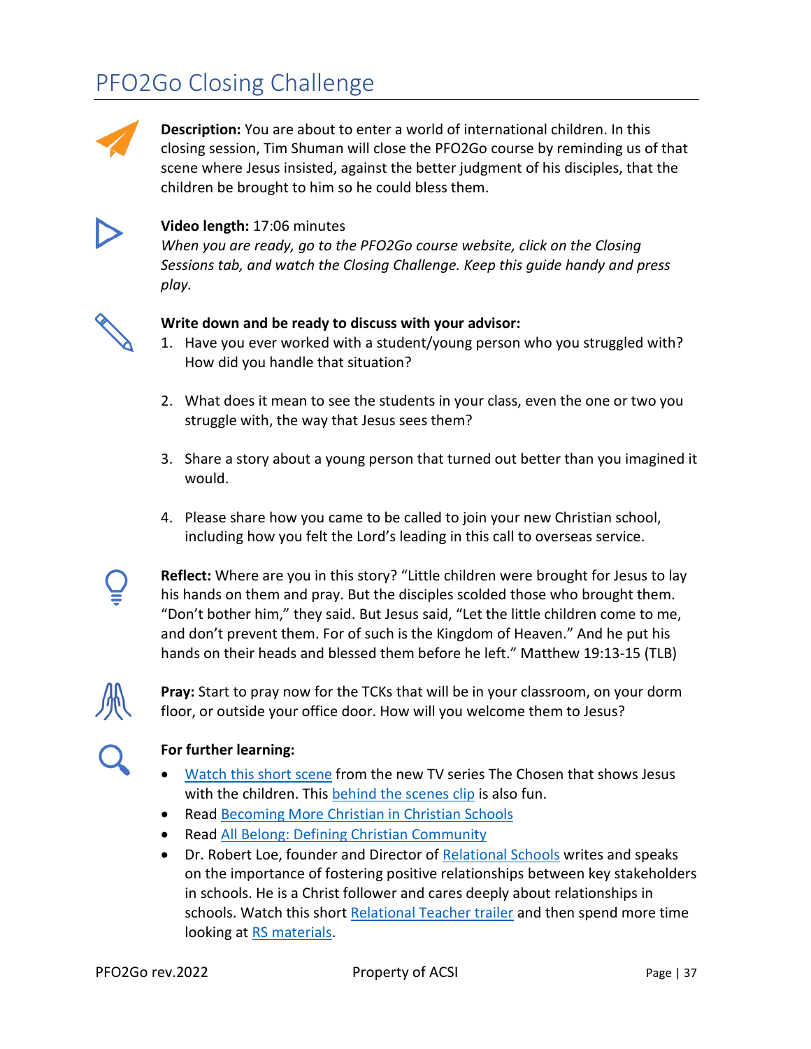# PFO2Go Closing Challenge

**Description:** You are about to enter a world of international children. In this closing session, Tim Shuman will close the PFO2Go course by reminding us of that scene where Jesus insisted, against the better judgment of his disciples, that the children be brought to him so he could bless them.

**Video length:** 17:06 minutes
*When you are ready, go to the PFO2Go course website, click on the Closing Sessions tab, and watch the Closing Challenge. Keep this guide handy and press play.*

**Write down and be ready to discuss with your advisor:**

1. Have you ever worked with a student/young person who you struggled with? How did you handle that situation?

2. What does it mean to see the students in your class, even the one or two you struggle with, the way that Jesus sees them?

3. Share a story about a young person that turned out better than you imagined it would.

4. Please share how you came to be called to join your new Christian school, including how you felt the Lord's leading in this call to overseas service.

**Reflect:** Where are you in this story? "Little children were brought for Jesus to lay his hands on them and pray. But the disciples scolded those who brought them. "Don't bother him," they said. But Jesus said, "Let the little children come to me, and don't prevent them. For of such is the Kingdom of Heaven." And he put his hands on their heads and blessed them before he left." Matthew 19:13-15 (TLB)

**Pray:** Start to pray now for the TCKs that will be in your classroom, on your dorm floor, or outside your office door. How will you welcome them to Jesus?

**For further learning:**

- Watch this short scene from the new TV series The Chosen that shows Jesus with the children. This behind the scenes clip is also fun.
- Read Becoming More Christian in Christian Schools
- Read All Belong: Defining Christian Community
- Dr. Robert Loe, founder and Director of Relational Schools writes and speaks on the importance of fostering positive relationships between key stakeholders in schools. He is a Christ follower and cares deeply about relationships in schools. Watch this short Relational Teacher trailer and then spend more time looking at RS materials.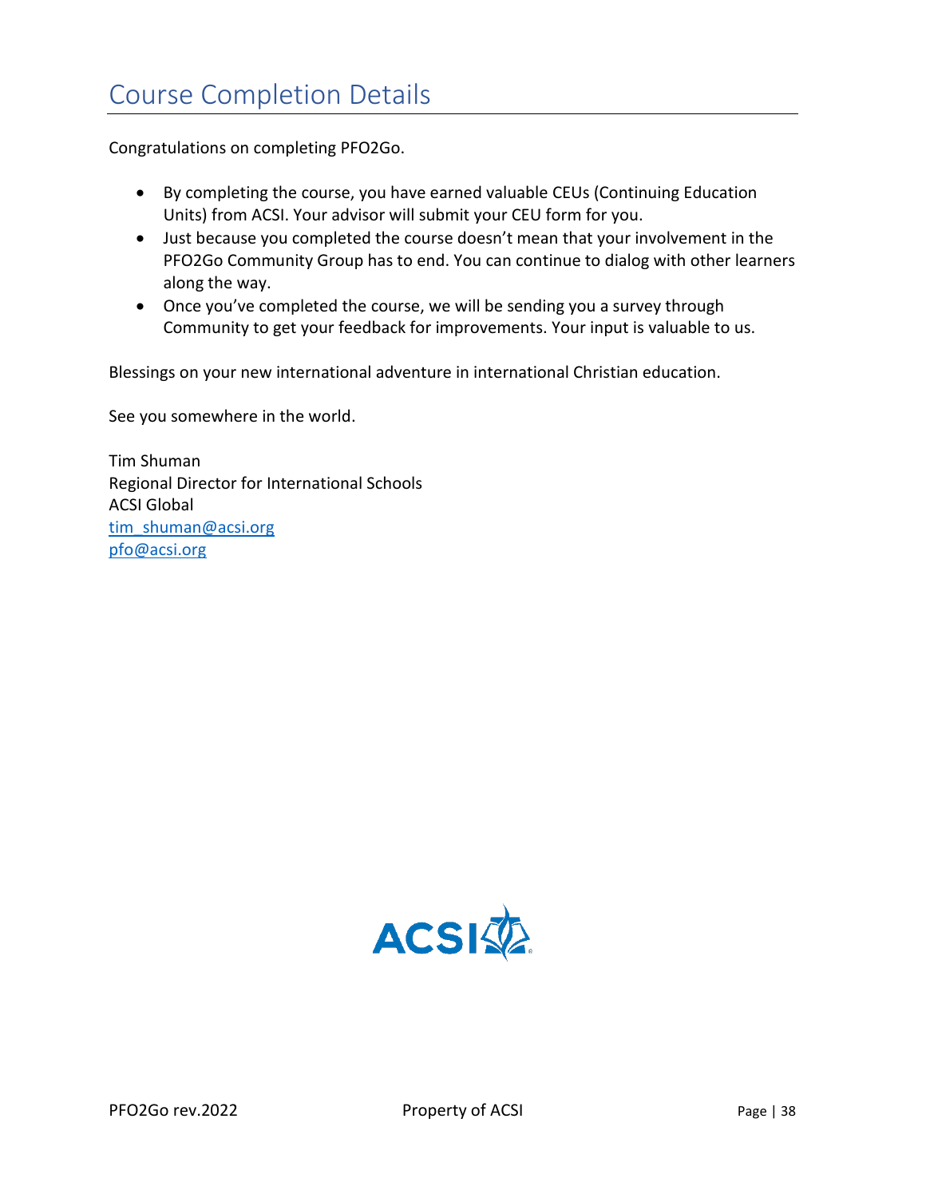# Course Completion Details

Congratulations on completing PFO2Go.

- By completing the course, you have earned valuable CEUs (Continuing Education Units) from ACSI. Your advisor will submit your CEU form for you.
- Just because you completed the course doesn't mean that your involvement in the PFO2Go Community Group has to end. You can continue to dialog with other learners along the way.
- Once you've completed the course, we will be sending you a survey through Community to get your feedback for improvements. Your input is valuable to us.

Blessings on your new international adventure in international Christian education.

See you somewhere in the world.

Tim Shuman
Regional Director for International Schools
ACSI Global
tim_shuman@acsi.org
pfo@acsi.org